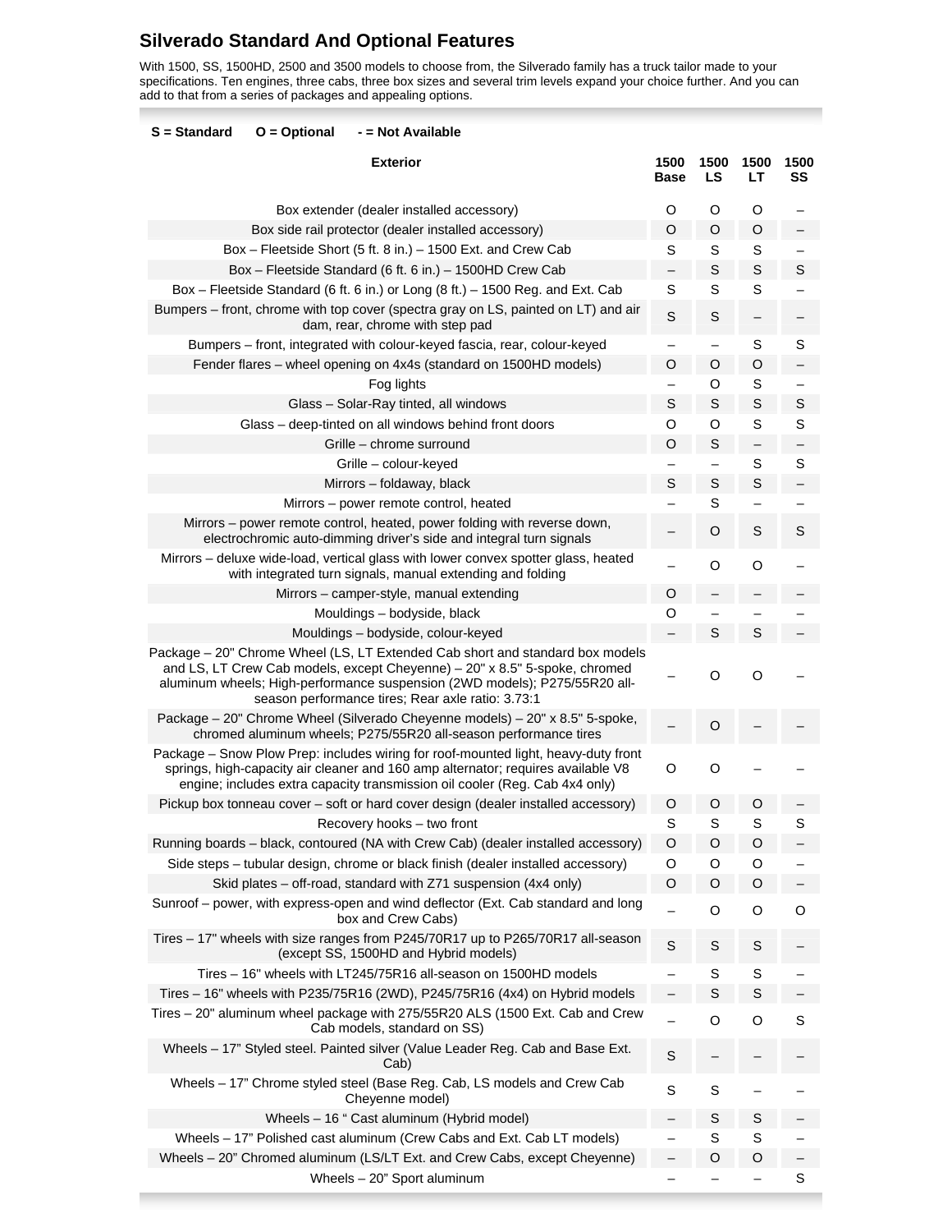## Silverado Standard And Optional Features

With 1500, SS, 1500HD, 2500 and 3500 models to choose from, the Silverado family has a truck tailor made to your specifications. Ten engines, three cabs, three box sizes and several trim levels expand your choice further. And you can add to that from a series of packages and appealing options.

**S = Standard O = Optional - = Not Available**

| Exterior | 1500 Base | 1500 LS | 1500 LT | 1500 SS |
|---|---|---|---|---|
| Box extender (dealer installed accessory) | O | O | O | – |
| Box side rail protector (dealer installed accessory) | O | O | O | – |
| Box – Fleetside Short (5 ft. 8 in.) – 1500 Ext. and Crew Cab | S | S | S | – |
| Box – Fleetside Standard (6 ft. 6 in.) – 1500HD Crew Cab | – | S | S | S |
| Box – Fleetside Standard (6 ft. 6 in.) or Long (8 ft.) – 1500 Reg. and Ext. Cab | S | S | S | – |
| Bumpers – front, chrome with top cover (spectra gray on LS, painted on LT) and air dam, rear, chrome with step pad | S | S | – | – |
| Bumpers – front, integrated with colour-keyed fascia, rear, colour-keyed | – | – | S | S |
| Fender flares – wheel opening on 4x4s (standard on 1500HD models) | O | O | O | – |
| Fog lights | – | O | S | – |
| Glass – Solar-Ray tinted, all windows | S | S | S | S |
| Glass – deep-tinted on all windows behind front doors | O | O | S | S |
| Grille – chrome surround | O | S | – | – |
| Grille – colour-keyed | – | – | S | S |
| Mirrors – foldaway, black | S | S | S | – |
| Mirrors – power remote control, heated | – | S | – | – |
| Mirrors – power remote control, heated, power folding with reverse down, electrochromic auto-dimming driver's side and integral turn signals | – | O | S | S |
| Mirrors – deluxe wide-load, vertical glass with lower convex spotter glass, heated with integrated turn signals, manual extending and folding | – | O | O | – |
| Mirrors – camper-style, manual extending | O | – | – | – |
| Mouldings – bodyside, black | O | – | – | – |
| Mouldings – bodyside, colour-keyed | – | S | S | – |
| Package – 20" Chrome Wheel (LS, LT Extended Cab short and standard box models and LS, LT Crew Cab models, except Cheyenne) – 20" x 8.5" 5-spoke, chromed aluminum wheels; High-performance suspension (2WD models); P275/55R20 all-season performance tires; Rear axle ratio: 3.73:1 | – | O | O | – |
| Package – 20" Chrome Wheel (Silverado Cheyenne models) – 20" x 8.5" 5-spoke, chromed aluminum wheels; P275/55R20 all-season performance tires | – | O | – | – |
| Package – Snow Plow Prep: includes wiring for roof-mounted light, heavy-duty front springs, high-capacity air cleaner and 160 amp alternator; requires available V8 engine; includes extra capacity transmission oil cooler (Reg. Cab 4x4 only) | O | O | – | – |
| Pickup box tonneau cover – soft or hard cover design (dealer installed accessory) | O | O | O | – |
| Recovery hooks – two front | S | S | S | S |
| Running boards – black, contoured (NA with Crew Cab) (dealer installed accessory) | O | O | O | – |
| Side steps – tubular design, chrome or black finish (dealer installed accessory) | O | O | O | – |
| Skid plates – off-road, standard with Z71 suspension (4x4 only) | O | O | O | – |
| Sunroof – power, with express-open and wind deflector (Ext. Cab standard and long box and Crew Cabs) | – | O | O | O |
| Tires – 17" wheels with size ranges from P245/70R17 up to P265/70R17 all-season (except SS, 1500HD and Hybrid models) | S | S | S | – |
| Tires – 16" wheels with LT245/75R16 all-season on 1500HD models | – | S | S | – |
| Tires – 16" wheels with P235/75R16 (2WD), P245/75R16 (4x4) on Hybrid models | – | S | S | – |
| Tires – 20" aluminum wheel package with 275/55R20 ALS (1500 Ext. Cab and Crew Cab models, standard on SS) | – | O | O | S |
| Wheels – 17" Styled steel. Painted silver (Value Leader Reg. Cab and Base Ext. Cab) | S | – | – | – |
| Wheels – 17" Chrome styled steel (Base Reg. Cab, LS models and Crew Cab Cheyenne model) | S | S | – | – |
| Wheels – 16 " Cast aluminum (Hybrid model) | – | S | S | – |
| Wheels – 17" Polished cast aluminum (Crew Cabs and Ext. Cab LT models) | – | S | S | – |
| Wheels – 20" Chromed aluminum (LS/LT Ext. and Crew Cabs, except Cheyenne) | – | O | O | – |
| Wheels – 20" Sport aluminum | – | – | – | S |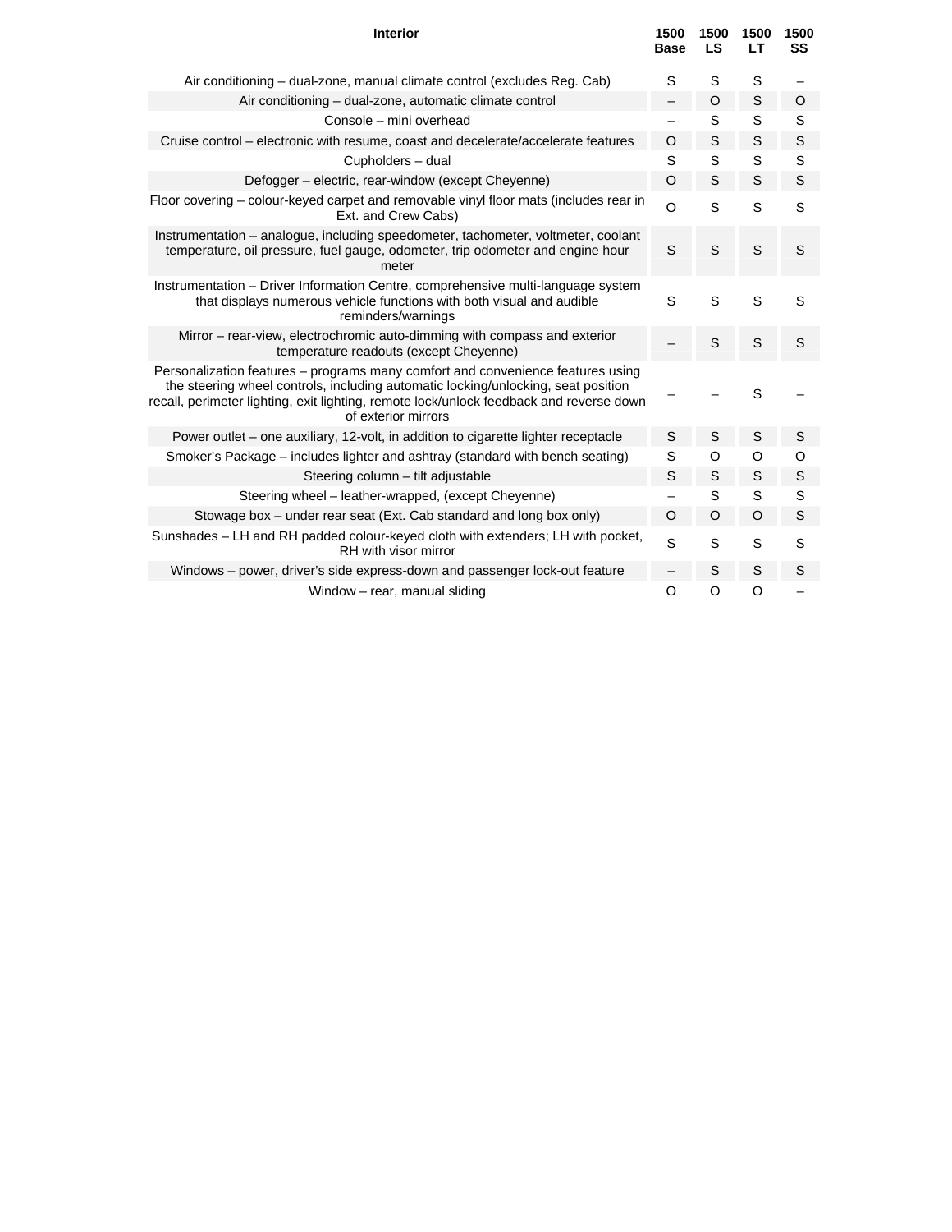| Interior | 1500 Base | 1500 LS | 1500 LT | 1500 SS |
|---|---|---|---|---|
| Air conditioning – dual-zone, manual climate control (excludes Reg. Cab) | S | S | S | – |
| Air conditioning – dual-zone, automatic climate control | – | O | S | O |
| Console – mini overhead | – | S | S | S |
| Cruise control – electronic with resume, coast and decelerate/accelerate features | O | S | S | S |
| Cupholders – dual | S | S | S | S |
| Defogger – electric, rear-window (except Cheyenne) | O | S | S | S |
| Floor covering – colour-keyed carpet and removable vinyl floor mats (includes rear in Ext. and Crew Cabs) | O | S | S | S |
| Instrumentation – analogue, including speedometer, tachometer, voltmeter, coolant temperature, oil pressure, fuel gauge, odometer, trip odometer and engine hour meter | S | S | S | S |
| Instrumentation – Driver Information Centre, comprehensive multi-language system that displays numerous vehicle functions with both visual and audible reminders/warnings | S | S | S | S |
| Mirror – rear-view, electrochromic auto-dimming with compass and exterior temperature readouts (except Cheyenne) | – | S | S | S |
| Personalization features – programs many comfort and convenience features using the steering wheel controls, including automatic locking/unlocking, seat position recall, perimeter lighting, exit lighting, remote lock/unlock feedback and reverse down of exterior mirrors | – | – | S | – |
| Power outlet – one auxiliary, 12-volt, in addition to cigarette lighter receptacle | S | S | S | S |
| Smoker's Package – includes lighter and ashtray (standard with bench seating) | S | O | O | O |
| Steering column – tilt adjustable | S | S | S | S |
| Steering wheel – leather-wrapped, (except Cheyenne) | – | S | S | S |
| Stowage box – under rear seat (Ext. Cab standard and long box only) | O | O | O | S |
| Sunshades – LH and RH padded colour-keyed cloth with extenders; LH with pocket, RH with visor mirror | S | S | S | S |
| Windows – power, driver's side express-down and passenger lock-out feature | – | S | S | S |
| Window – rear, manual sliding | O | O | O | – |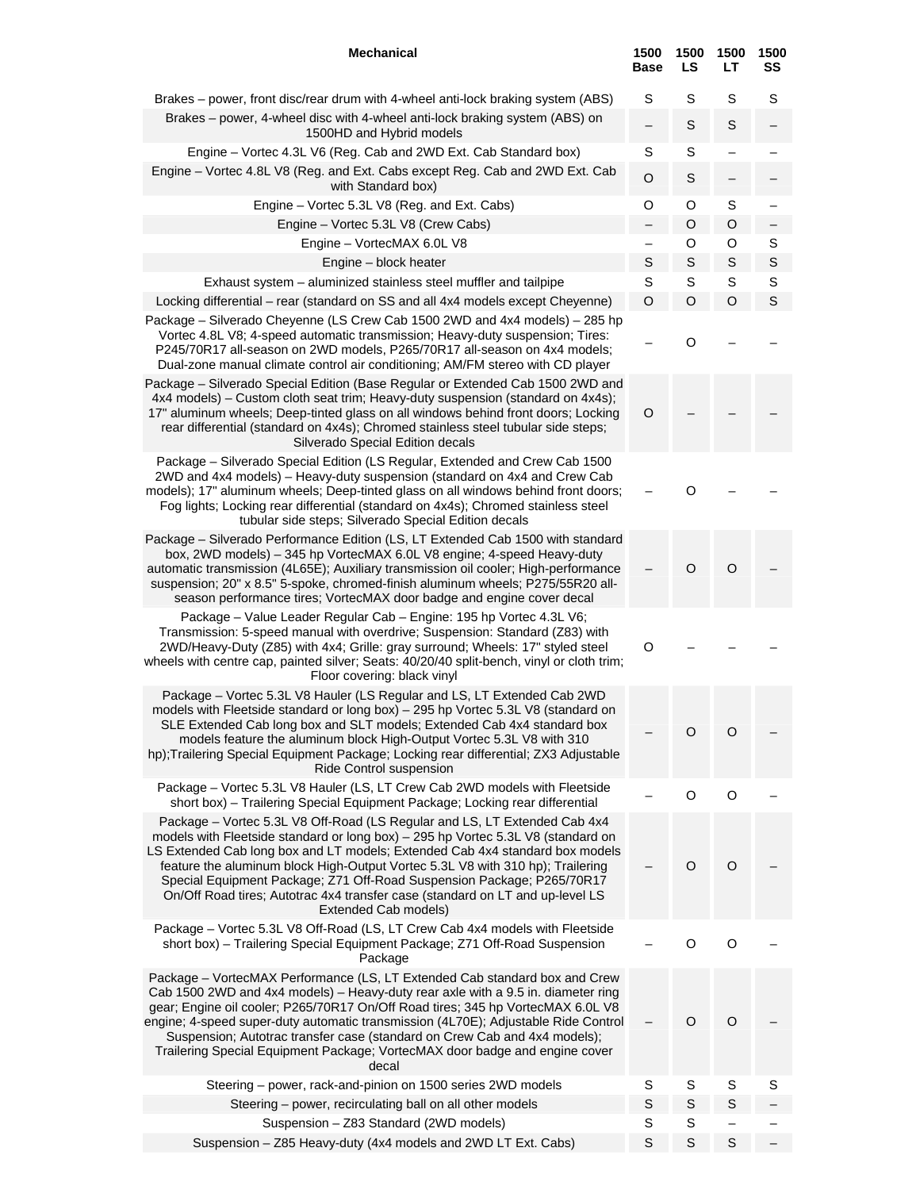| Mechanical | 1500 Base | 1500 LS | 1500 LT | 1500 SS |
|---|---|---|---|---|
| Brakes – power, front disc/rear drum with 4-wheel anti-lock braking system (ABS) | S | S | S | S |
| Brakes – power, 4-wheel disc with 4-wheel anti-lock braking system (ABS) on 1500HD and Hybrid models | – | S | S | – |
| Engine – Vortec 4.3L V6 (Reg. Cab and 2WD Ext. Cab Standard box) | S | S | – | – |
| Engine – Vortec 4.8L V8 (Reg. and Ext. Cabs except Reg. Cab and 2WD Ext. Cab with Standard box) | O | S | – | – |
| Engine – Vortec 5.3L V8 (Reg. and Ext. Cabs) | O | O | S | – |
| Engine – Vortec 5.3L V8 (Crew Cabs) | – | O | O | – |
| Engine – VortecMAX 6.0L V8 | – | O | O | S |
| Engine – block heater | S | S | S | S |
| Exhaust system – aluminized stainless steel muffler and tailpipe | S | S | S | S |
| Locking differential – rear (standard on SS and all 4x4 models except Cheyenne) | O | O | O | S |
| Package – Silverado Cheyenne (LS Crew Cab 1500 2WD and 4x4 models) – 285 hp Vortec 4.8L V8; 4-speed automatic transmission; Heavy-duty suspension; Tires: P245/70R17 all-season on 2WD models, P265/70R17 all-season on 4x4 models; Dual-zone manual climate control air conditioning; AM/FM stereo with CD player | – | O | – | – |
| Package – Silverado Special Edition (Base Regular or Extended Cab 1500 2WD and 4x4 models) – Custom cloth seat trim; Heavy-duty suspension (standard on 4x4s); 17" aluminum wheels; Deep-tinted glass on all windows behind front doors; Locking rear differential (standard on 4x4s); Chromed stainless steel tubular side steps; Silverado Special Edition decals | O | – | – | – |
| Package – Silverado Special Edition (LS Regular, Extended and Crew Cab 1500 2WD and 4x4 models) – Heavy-duty suspension (standard on 4x4 and Crew Cab models); 17" aluminum wheels; Deep-tinted glass on all windows behind front doors; Fog lights; Locking rear differential (standard on 4x4s); Chromed stainless steel tubular side steps; Silverado Special Edition decals | – | O | – | – |
| Package – Silverado Performance Edition (LS, LT Extended Cab 1500 with standard box, 2WD models) – 345 hp VortecMAX 6.0L V8 engine; 4-speed Heavy-duty automatic transmission (4L65E); Auxiliary transmission oil cooler; High-performance suspension; 20" x 8.5" 5-spoke, chromed-finish aluminum wheels; P275/55R20 all-season performance tires; VortecMAX door badge and engine cover decal | – | O | O | – |
| Package – Value Leader Regular Cab – Engine: 195 hp Vortec 4.3L V6; Transmission: 5-speed manual with overdrive; Suspension: Standard (Z83) with 2WD/Heavy-Duty (Z85) with 4x4; Grille: gray surround; Wheels: 17" styled steel wheels with centre cap, painted silver; Seats: 40/20/40 split-bench, vinyl or cloth trim; Floor covering: black vinyl | O | – | – | – |
| Package – Vortec 5.3L V8 Hauler (LS Regular and LS, LT Extended Cab 2WD models with Fleetside standard or long box) – 295 hp Vortec 5.3L V8 (standard on SLE Extended Cab long box and SLT models; Extended Cab 4x4 standard box models feature the aluminum block High-Output Vortec 5.3L V8 with 310 hp);Trailering Special Equipment Package; Locking rear differential; ZX3 Adjustable Ride Control suspension | – | O | O | – |
| Package – Vortec 5.3L V8 Hauler (LS, LT Crew Cab 2WD models with Fleetside short box) – Trailering Special Equipment Package; Locking rear differential | – | O | O | – |
| Package – Vortec 5.3L V8 Off-Road (LS Regular and LS, LT Extended Cab 4x4 models with Fleetside standard or long box) – 295 hp Vortec 5.3L V8 (standard on LS Extended Cab long box and LT models; Extended Cab 4x4 standard box models feature the aluminum block High-Output Vortec 5.3L V8 with 310 hp); Trailering Special Equipment Package; Z71 Off-Road Suspension Package; P265/70R17 On/Off Road tires; Autotrac 4x4 transfer case (standard on LT and up-level LS Extended Cab models) | – | O | O | – |
| Package – Vortec 5.3L V8 Off-Road (LS, LT Crew Cab 4x4 models with Fleetside short box) – Trailering Special Equipment Package; Z71 Off-Road Suspension Package | – | O | O | – |
| Package – VortecMAX Performance (LS, LT Extended Cab standard box and Crew Cab 1500 2WD and 4x4 models) – Heavy-duty rear axle with a 9.5 in. diameter ring gear; Engine oil cooler; P265/70R17 On/Off Road tires; 345 hp VortecMAX 6.0L V8 engine; 4-speed super-duty automatic transmission (4L70E); Adjustable Ride Control Suspension; Autotrac transfer case (standard on Crew Cab and 4x4 models); Trailering Special Equipment Package; VortecMAX door badge and engine cover decal | – | O | O | – |
| Steering – power, rack-and-pinion on 1500 series 2WD models | S | S | S | S |
| Steering – power, recirculating ball on all other models | S | S | S | – |
| Suspension – Z83 Standard (2WD models) | S | S | – | – |
| Suspension – Z85 Heavy-duty (4x4 models and 2WD LT Ext. Cabs) | S | S | S | – |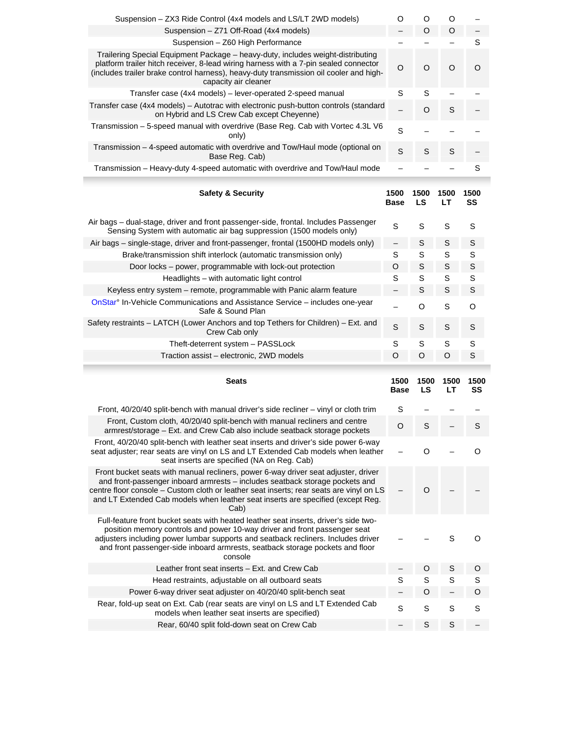| | | | | |
|---|---|---|---|---|
| Suspension – ZX3 Ride Control (4x4 models and LS/LT 2WD models) | O | O | O | – |
| Suspension – Z71 Off-Road (4x4 models) | – | O | O | – |
| Suspension – Z60 High Performance | – | – | – | S |
| Trailering Special Equipment Package – heavy-duty, includes weight-distributing platform trailer hitch receiver, 8-lead wiring harness with a 7-pin sealed connector (includes trailer brake control harness), heavy-duty transmission oil cooler and high-capacity air cleaner | O | O | O | O |
| Transfer case (4x4 models) – lever-operated 2-speed manual | S | S | – | – |
| Transfer case (4x4 models) – Autotrac with electronic push-button controls (standard on Hybrid and LS Crew Cab except Cheyenne) | – | O | S | – |
| Transmission – 5-speed manual with overdrive (Base Reg. Cab with Vortec 4.3L V6 only) | S | – | – | – |
| Transmission – 4-speed automatic with overdrive and Tow/Haul mode (optional on Base Reg. Cab) | S | S | S | – |
| Transmission – Heavy-duty 4-speed automatic with overdrive and Tow/Haul mode | – | – | – | S |

| **Safety & Security** | **1500 Base** | **1500 LS** | **1500 LT** | **1500 SS** |
|---|---|---|---|---|
| Air bags – dual-stage, driver and front passenger-side, frontal. Includes Passenger Sensing System with automatic air bag suppression (1500 models only) | S | S | S | S |
| Air bags – single-stage, driver and front-passenger, frontal (1500HD models only) | – | S | S | S |
| Brake/transmission shift interlock (automatic transmission only) | S | S | S | S |
| Door locks – power, programmable with lock-out protection | O | S | S | S |
| Headlights – with automatic light control | S | S | S | S |
| Keyless entry system – remote, programmable with Panic alarm feature | – | S | S | S |
| OnStar° In-Vehicle Communications and Assistance Service – includes one-year Safe & Sound Plan | – | O | S | O |
| Safety restraints – LATCH (Lower Anchors and top Tethers for Children) – Ext. and Crew Cab only | S | S | S | S |
| Theft-deterrent system – PASSLock | S | S | S | S |
| Traction assist – electronic, 2WD models | O | O | O | S |

| **Seats** | **1500 Base** | **1500 LS** | **1500 LT** | **1500 SS** |
|---|---|---|---|---|
| Front, 40/20/40 split-bench with manual driver's side recliner – vinyl or cloth trim | S | – | – | – |
| Front, Custom cloth, 40/20/40 split-bench with manual recliners and centre armrest/storage – Ext. and Crew Cab also include seatback storage pockets | O | S | – | S |
| Front, 40/20/40 split-bench with leather seat inserts and driver's side power 6-way seat adjuster; rear seats are vinyl on LS and LT Extended Cab models when leather seat inserts are specified (NA on Reg. Cab) | – | O | – | O |
| Front bucket seats with manual recliners, power 6-way driver seat adjuster, driver and front-passenger inboard armrests – includes seatback storage pockets and centre floor console – Custom cloth or leather seat inserts; rear seats are vinyl on LS and LT Extended Cab models when leather seat inserts are specified (except Reg. Cab) | – | O | – | – |
| Full-feature front bucket seats with heated leather seat inserts, driver's side two-position memory controls and power 10-way driver and front passenger seat adjusters including power lumbar supports and seatback recliners. Includes driver and front passenger-side inboard armrests, seatback storage pockets and floor console | – | – | S | O |
| Leather front seat inserts – Ext. and Crew Cab | – | O | S | O |
| Head restraints, adjustable on all outboard seats | S | S | S | S |
| Power 6-way driver seat adjuster on 40/20/40 split-bench seat | – | O | – | O |
| Rear, fold-up seat on Ext. Cab (rear seats are vinyl on LS and LT Extended Cab models when leather seat inserts are specified) | S | S | S | S |
| Rear, 60/40 split fold-down seat on Crew Cab | – | S | S | – |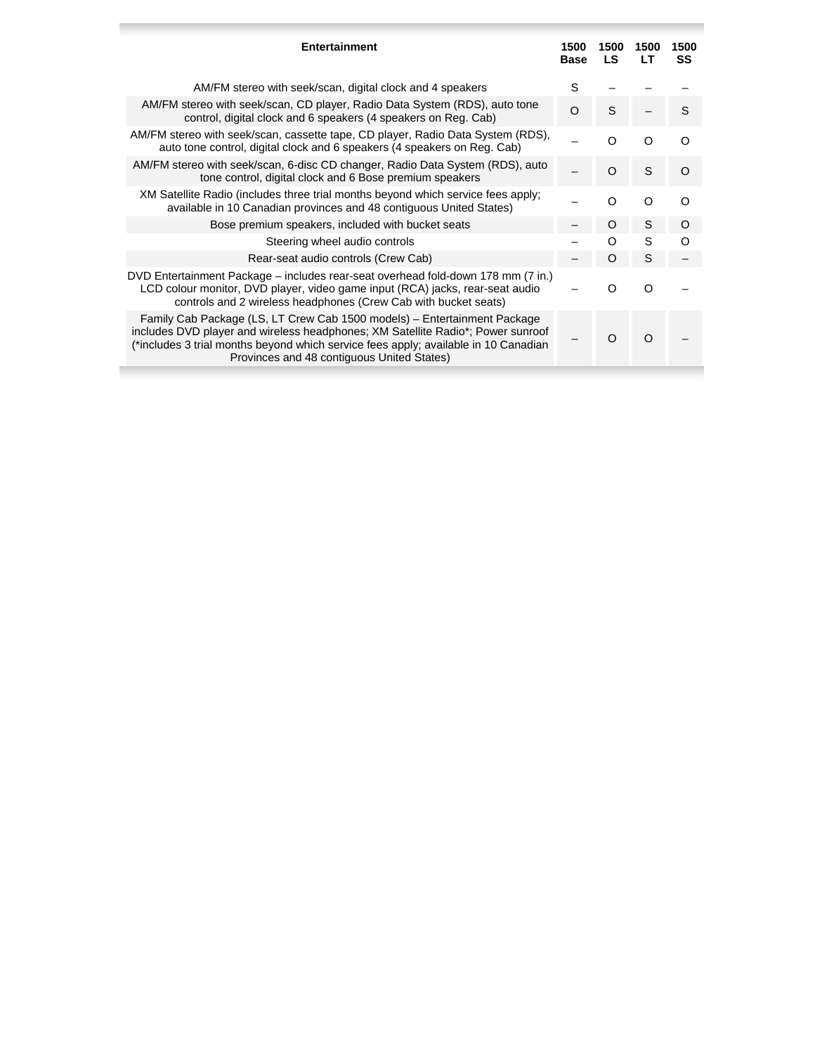| Entertainment | 1500 Base | 1500 LS | 1500 LT | 1500 SS |
| --- | --- | --- | --- | --- |
| AM/FM stereo with seek/scan, digital clock and 4 speakers | S | – | – | – |
| AM/FM stereo with seek/scan, CD player, Radio Data System (RDS), auto tone control, digital clock and 6 speakers (4 speakers on Reg. Cab) | O | S | – | S |
| AM/FM stereo with seek/scan, cassette tape, CD player, Radio Data System (RDS), auto tone control, digital clock and 6 speakers (4 speakers on Reg. Cab) | – | O | O | O |
| AM/FM stereo with seek/scan, 6-disc CD changer, Radio Data System (RDS), auto tone control, digital clock and 6 Bose premium speakers | – | O | S | O |
| XM Satellite Radio (includes three trial months beyond which service fees apply; available in 10 Canadian provinces and 48 contiguous United States) | – | O | O | O |
| Bose premium speakers, included with bucket seats | – | O | S | O |
| Steering wheel audio controls | – | O | S | O |
| Rear-seat audio controls (Crew Cab) | – | O | S | – |
| DVD Entertainment Package – includes rear-seat overhead fold-down 178 mm (7 in.) LCD colour monitor, DVD player, video game input (RCA) jacks, rear-seat audio controls and 2 wireless headphones (Crew Cab with bucket seats) | – | O | O | – |
| Family Cab Package (LS, LT Crew Cab 1500 models) – Entertainment Package includes DVD player and wireless headphones; XM Satellite Radio*; Power sunroof (*includes 3 trial months beyond which service fees apply; available in 10 Canadian Provinces and 48 contiguous United States) | – | O | O | – |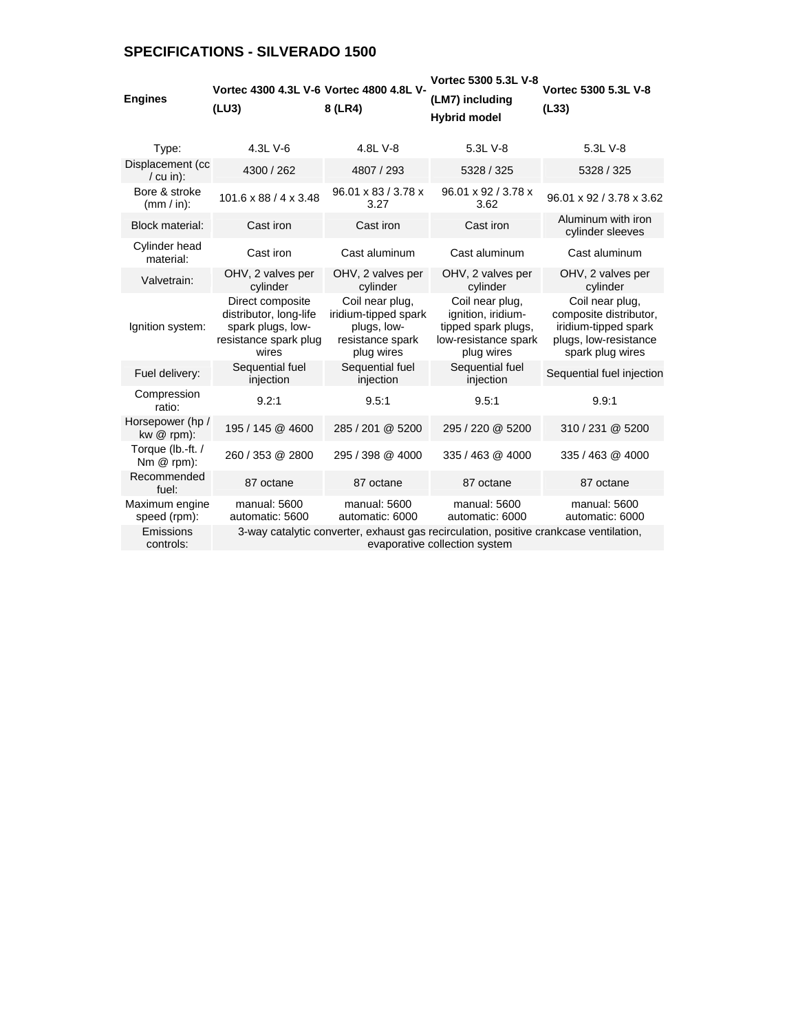## SPECIFICATIONS - SILVERADO 1500

| Engines | Vortec 4300 4.3L V-6 (LU3) | Vortec 4800 4.8L V-8 (LR4) | Vortec 5300 5.3L V-8 (LM7) including Hybrid model | Vortec 5300 5.3L V-8 (L33) |
|---|---|---|---|---|
| Type: | 4.3L V-6 | 4.8L V-8 | 5.3L V-8 | 5.3L V-8 |
| Displacement (cc / cu in): | 4300 / 262 | 4807 / 293 | 5328 / 325 | 5328 / 325 |
| Bore & stroke (mm / in): | 101.6 x 88 / 4 x 3.48 | 96.01 x 83 / 3.78 x 3.27 | 96.01 x 92 / 3.78 x 3.62 | 96.01 x 92 / 3.78 x 3.62 |
| Block material: | Cast iron | Cast iron | Cast iron | Aluminum with iron cylinder sleeves |
| Cylinder head material: | Cast iron | Cast aluminum | Cast aluminum | Cast aluminum |
| Valvetrain: | OHV, 2 valves per cylinder | OHV, 2 valves per cylinder | OHV, 2 valves per cylinder | OHV, 2 valves per cylinder |
| Ignition system: | Direct composite distributor, long-life spark plugs, low-resistance spark plug wires | Coil near plug, iridium-tipped spark plugs, low-resistance spark plug wires | Coil near plug, ignition, iridium-tipped spark plugs, low-resistance spark plug wires | Coil near plug, composite distributor, iridium-tipped spark plugs, low-resistance spark plug wires |
| Fuel delivery: | Sequential fuel injection | Sequential fuel injection | Sequential fuel injection | Sequential fuel injection |
| Compression ratio: | 9.2:1 | 9.5:1 | 9.5:1 | 9.9:1 |
| Horsepower (hp / kw @ rpm): | 195 / 145 @ 4600 | 285 / 201 @ 5200 | 295 / 220 @ 5200 | 310 / 231 @ 5200 |
| Torque (lb.-ft. / Nm @ rpm): | 260 / 353 @ 2800 | 295 / 398 @ 4000 | 335 / 463 @ 4000 | 335 / 463 @ 4000 |
| Recommended fuel: | 87 octane | 87 octane | 87 octane | 87 octane |
| Maximum engine speed (rpm): | manual: 5600 automatic: 5600 | manual: 5600 automatic: 6000 | manual: 5600 automatic: 6000 | manual: 5600 automatic: 6000 |
| Emissions controls: | 3-way catalytic converter, exhaust gas recirculation, positive crankcase ventilation, evaporative collection system | | | |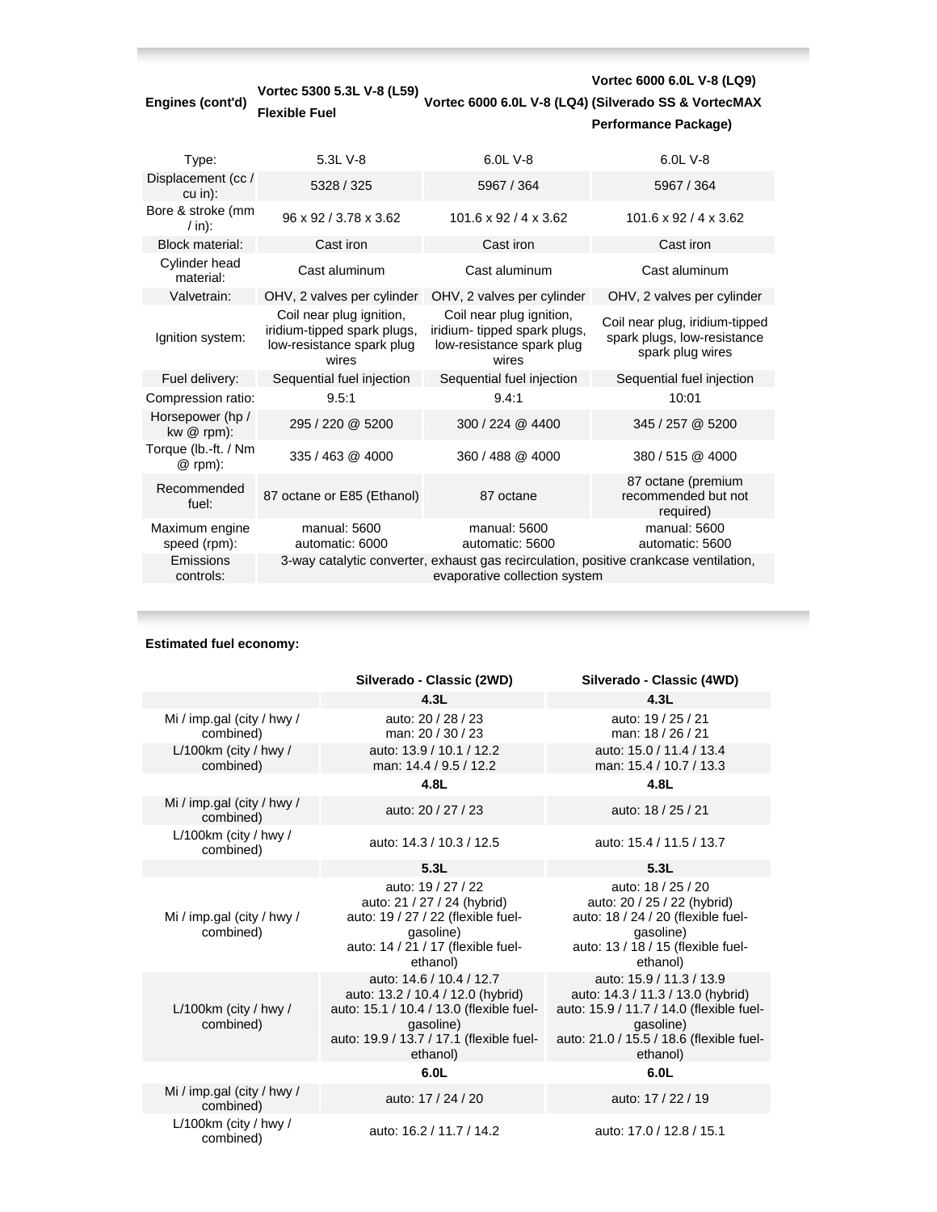| Engines (cont'd) | Vortec 5300 5.3L V-8 (L59) Flexible Fuel | Vortec 6000 6.0L V-8 (LQ4) | Vortec 6000 6.0L V-8 (LQ9) (Silverado SS & VortecMAX Performance Package) |
|---|---|---|---|
| Type: | 5.3L V-8 | 6.0L V-8 | 6.0L V-8 |
| Displacement (cc / cu in): | 5328 / 325 | 5967 / 364 | 5967 / 364 |
| Bore & stroke (mm / in): | 96 x 92 / 3.78 x 3.62 | 101.6 x 92 / 4 x 3.62 | 101.6 x 92 / 4 x 3.62 |
| Block material: | Cast iron | Cast iron | Cast iron |
| Cylinder head material: | Cast aluminum | Cast aluminum | Cast aluminum |
| Valvetrain: | OHV, 2 valves per cylinder | OHV, 2 valves per cylinder | OHV, 2 valves per cylinder |
| Ignition system: | Coil near plug ignition, iridium-tipped spark plugs, low-resistance spark plug wires | Coil near plug ignition, iridium- tipped spark plugs, low-resistance spark plug wires | Coil near plug, iridium-tipped spark plugs, low-resistance spark plug wires |
| Fuel delivery: | Sequential fuel injection | Sequential fuel injection | Sequential fuel injection |
| Compression ratio: | 9.5:1 | 9.4:1 | 10:01 |
| Horsepower (hp / kw @ rpm): | 295 / 220 @ 5200 | 300 / 224 @ 4400 | 345 / 257 @ 5200 |
| Torque (lb.-ft. / Nm @ rpm): | 335 / 463 @ 4000 | 360 / 488 @ 4000 | 380 / 515 @ 4000 |
| Recommended fuel: | 87 octane or E85 (Ethanol) | 87 octane | 87 octane (premium recommended but not required) |
| Maximum engine speed (rpm): | manual: 5600<br>automatic: 6000 | manual: 5600<br>automatic: 5600 | manual: 5600<br>automatic: 5600 |
| Emissions controls: | 3-way catalytic converter, exhaust gas recirculation, positive crankcase ventilation, evaporative collection system | | |

**Estimated fuel economy:**

| | Silverado - Classic (2WD) | Silverado - Classic (4WD) |
|---|---|---|
| | **4.3L** | **4.3L** |
| Mi / imp.gal (city / hwy / combined) | auto: 20 / 28 / 23<br>man: 20 / 30 / 23 | auto: 19 / 25 / 21<br>man: 18 / 26 / 21 |
| L/100km (city / hwy / combined) | auto: 13.9 / 10.1 / 12.2<br>man: 14.4 / 9.5 / 12.2 | auto: 15.0 / 11.4 / 13.4<br>man: 15.4 / 10.7 / 13.3 |
| | **4.8L** | **4.8L** |
| Mi / imp.gal (city / hwy / combined) | auto: 20 / 27 / 23 | auto: 18 / 25 / 21 |
| L/100km (city / hwy / combined) | auto: 14.3 / 10.3 / 12.5 | auto: 15.4 / 11.5 / 13.7 |
| | **5.3L** | **5.3L** |
| Mi / imp.gal (city / hwy / combined) | auto: 19 / 27 / 22<br>auto: 21 / 27 / 24 (hybrid)<br>auto: 19 / 27 / 22 (flexible fuel-gasoline)<br>auto: 14 / 21 / 17 (flexible fuel-ethanol) | auto: 18 / 25 / 20<br>auto: 20 / 25 / 22 (hybrid)<br>auto: 18 / 24 / 20 (flexible fuel-gasoline)<br>auto: 13 / 18 / 15 (flexible fuel-ethanol) |
| L/100km (city / hwy / combined) | auto: 14.6 / 10.4 / 12.7<br>auto: 13.2 / 10.4 / 12.0 (hybrid)<br>auto: 15.1 / 10.4 / 13.0 (flexible fuel-gasoline)<br>auto: 19.9 / 13.7 / 17.1 (flexible fuel-ethanol) | auto: 15.9 / 11.3 / 13.9<br>auto: 14.3 / 11.3 / 13.0 (hybrid)<br>auto: 15.9 / 11.7 / 14.0 (flexible fuel-gasoline)<br>auto: 21.0 / 15.5 / 18.6 (flexible fuel-ethanol) |
| | **6.0L** | **6.0L** |
| Mi / imp.gal (city / hwy / combined) | auto: 17 / 24 / 20 | auto: 17 / 22 / 19 |
| L/100km (city / hwy / combined) | auto: 16.2 / 11.7 / 14.2 | auto: 17.0 / 12.8 / 15.1 |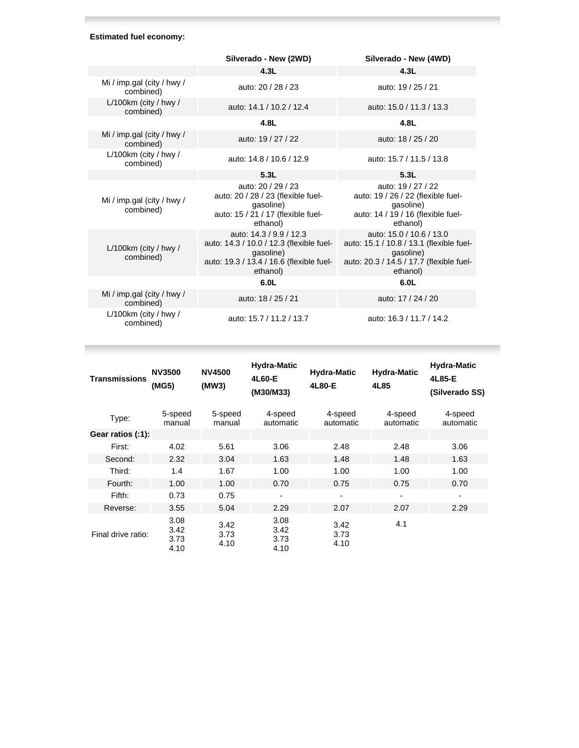**Estimated fuel economy:**

| | Silverado - New (2WD) | Silverado - New (4WD) |
|---|---|---|
| | **4.3L** | **4.3L** |
| Mi / imp.gal (city / hwy / combined) | auto: 20 / 28 / 23 | auto: 19 / 25 / 21 |
| L/100km (city / hwy / combined) | auto: 14.1 / 10.2 / 12.4 | auto: 15.0 / 11.3 / 13.3 |
| | **4.8L** | **4.8L** |
| Mi / imp.gal (city / hwy / combined) | auto: 19 / 27 / 22 | auto: 18 / 25 / 20 |
| L/100km (city / hwy / combined) | auto: 14.8 / 10.6 / 12.9 | auto: 15.7 / 11.5 / 13.8 |
| | **5.3L** | **5.3L** |
| Mi / imp.gal (city / hwy / combined) | auto: 20 / 29 / 23<br>auto: 20 / 28 / 23 (flexible fuel-gasoline)<br>auto: 15 / 21 / 17 (flexible fuel-ethanol) | auto: 19 / 27 / 22<br>auto: 19 / 26 / 22 (flexible fuel-gasoline)<br>auto: 14 / 19 / 16 (flexible fuel-ethanol) |
| L/100km (city / hwy / combined) | auto: 14.3 / 9.9 / 12.3<br>auto: 14.3 / 10.0 / 12.3 (flexible fuel-gasoline)<br>auto: 19.3 / 13.4 / 16.6 (flexible fuel-ethanol) | auto: 15.0 / 10.6 / 13.0<br>auto: 15.1 / 10.8 / 13.1 (flexible fuel-gasoline)<br>auto: 20.3 / 14.5 / 17.7 (flexible fuel-ethanol) |
| | **6.0L** | **6.0L** |
| Mi / imp.gal (city / hwy / combined) | auto: 18 / 25 / 21 | auto: 17 / 24 / 20 |
| L/100km (city / hwy / combined) | auto: 15.7 / 11.2 / 13.7 | auto: 16.3 / 11.7 / 14.2 |

| **Transmissions** | **NV3500 (MG5)** | **NV4500 (MW3)** | **Hydra-Matic 4L60-E (M30/M33)** | **Hydra-Matic 4L80-E** | **Hydra-Matic 4L85** | **Hydra-Matic 4L85-E (Silverado SS)** |
|---|---|---|---|---|---|---|
| Type: | 5-speed manual | 5-speed manual | 4-speed automatic | 4-speed automatic | 4-speed automatic | 4-speed automatic |
| **Gear ratios (:1):** | | | | | | |
| First: | 4.02 | 5.61 | 3.06 | 2.48 | 2.48 | 3.06 |
| Second: | 2.32 | 3.04 | 1.63 | 1.48 | 1.48 | 1.63 |
| Third: | 1.4 | 1.67 | 1.00 | 1.00 | 1.00 | 1.00 |
| Fourth: | 1.00 | 1.00 | 0.70 | 0.75 | 0.75 | 0.70 |
| Fifth: | 0.73 | 0.75 | - | - | - | - |
| Reverse: | 3.55 | 5.04 | 2.29 | 2.07 | 2.07 | 2.29 |
| Final drive ratio: | 3.08<br>3.42<br>3.73<br>4.10 | 3.42<br>3.73<br>4.10 | 3.08<br>3.42<br>3.73<br>4.10 | 3.42<br>3.73<br>4.10 | 4.1 | |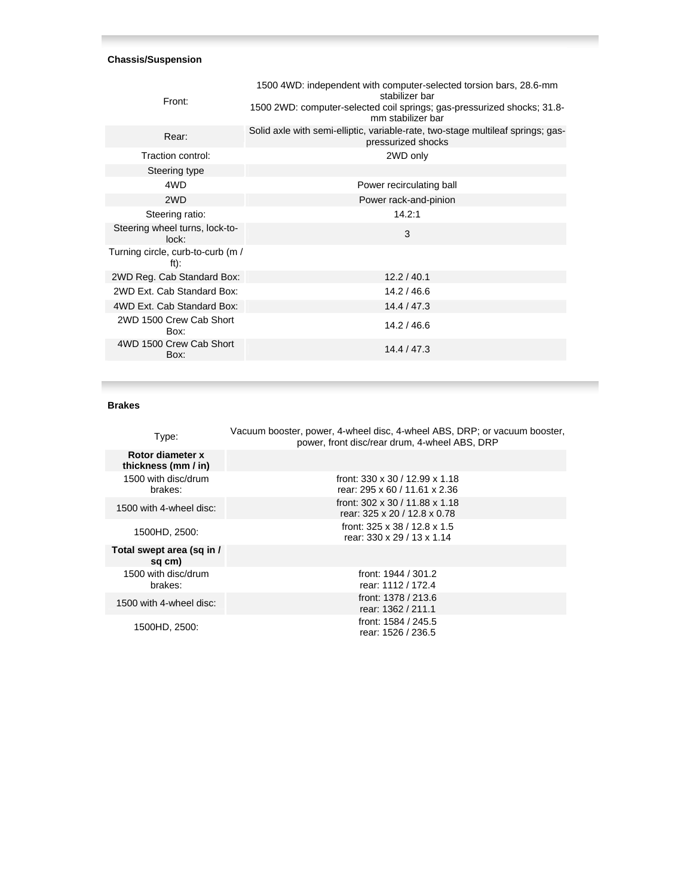### Chassis/Suspension

| | |
|---|---|
| Front: | 1500 4WD: independent with computer-selected torsion bars, 28.6-mm stabilizer bar<br>1500 2WD: computer-selected coil springs; gas-pressurized shocks; 31.8-mm stabilizer bar |
| Rear: | Solid axle with semi-elliptic, variable-rate, two-stage multileaf springs; gas-pressurized shocks |
| Traction control: | 2WD only |
| Steering type | |
| 4WD | Power recirculating ball |
| 2WD | Power rack-and-pinion |
| Steering ratio: | 14.2:1 |
| Steering wheel turns, lock-to-lock: | 3 |
| Turning circle, curb-to-curb (m / ft): | |
| 2WD Reg. Cab Standard Box: | 12.2 / 40.1 |
| 2WD Ext. Cab Standard Box: | 14.2 / 46.6 |
| 4WD Ext. Cab Standard Box: | 14.4 / 47.3 |
| 2WD 1500 Crew Cab Short Box: | 14.2 / 46.6 |
| 4WD 1500 Crew Cab Short Box: | 14.4 / 47.3 |

### Brakes

| | |
|---|---|
| Type: | Vacuum booster, power, 4-wheel disc, 4-wheel ABS, DRP; or vacuum booster, power, front disc/rear drum, 4-wheel ABS, DRP |
| **Rotor diameter x thickness (mm / in)** | |
| 1500 with disc/drum brakes: | front: 330 x 30 / 12.99 x 1.18<br>rear: 295 x 60 / 11.61 x 2.36 |
| 1500 with 4-wheel disc: | front: 302 x 30 / 11.88 x 1.18<br>rear: 325 x 20 / 12.8 x 0.78 |
| 1500HD, 2500: | front: 325 x 38 / 12.8 x 1.5<br>rear: 330 x 29 / 13 x 1.14 |
| **Total swept area (sq in / sq cm)** | |
| 1500 with disc/drum brakes: | front: 1944 / 301.2<br>rear: 1112 / 172.4 |
| 1500 with 4-wheel disc: | front: 1378 / 213.6<br>rear: 1362 / 211.1 |
| 1500HD, 2500: | front: 1584 / 245.5<br>rear: 1526 / 236.5 |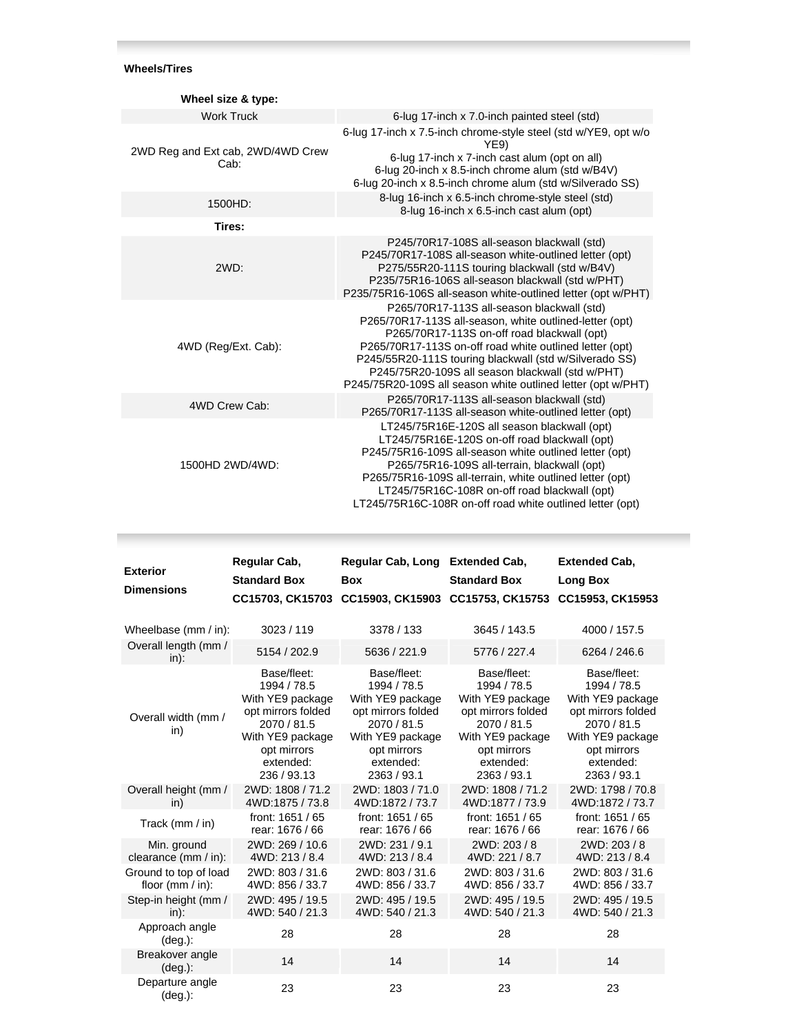### Wheels/Tires

| Wheel size & type: | |
|---|---|
| Work Truck | 6-lug 17-inch x 7.0-inch painted steel (std) |
| 2WD Reg and Ext cab, 2WD/4WD Crew Cab: | 6-lug 17-inch x 7.5-inch chrome-style steel (std w/YE9, opt w/o YE9)<br>6-lug 17-inch x 7-inch cast alum (opt on all)<br>6-lug 20-inch x 8.5-inch chrome alum (std w/B4V)<br>6-lug 20-inch x 8.5-inch chrome alum (std w/Silverado SS) |
| 1500HD: | 8-lug 16-inch x 6.5-inch chrome-style steel (std)<br>8-lug 16-inch x 6.5-inch cast alum (opt) |
| **Tires:** | |
| 2WD: | P245/70R17-108S all-season blackwall (std)<br>P245/70R17-108S all-season white-outlined letter (opt)<br>P275/55R20-111S touring blackwall (std w/B4V)<br>P235/75R16-106S all-season blackwall (std w/PHT)<br>P235/75R16-106S all-season white-outlined letter (opt w/PHT) |
| 4WD (Reg/Ext. Cab): | P265/70R17-113S all-season blackwall (std)<br>P265/70R17-113S all-season, white outlined-letter (opt)<br>P265/70R17-113S on-off road blackwall (opt)<br>P265/70R17-113S on-off road white outlined letter (opt)<br>P245/55R20-111S touring blackwall (std w/Silverado SS)<br>P245/75R20-109S all season blackwall (std w/PHT)<br>P245/75R20-109S all season white outlined letter (opt w/PHT) |
| 4WD Crew Cab: | P265/70R17-113S all-season blackwall (std)<br>P265/70R17-113S all-season white-outlined letter (opt) |
| 1500HD 2WD/4WD: | LT245/75R16E-120S all season blackwall (opt)<br>LT245/75R16E-120S on-off road blackwall (opt)<br>P245/75R16-109S all-season white outlined letter (opt)<br>P265/75R16-109S all-terrain, blackwall (opt)<br>P265/75R16-109S all-terrain, white outlined letter (opt)<br>LT245/75R16C-108R on-off road blackwall (opt)<br>LT245/75R16C-108R on-off road white outlined letter (opt) |

| **Exterior Dimensions** | **Regular Cab, Standard Box CC15703, CK15703** | **Regular Cab, Long Box CC15903, CK15903** | **Extended Cab, Standard Box CC15753, CK15753** | **Extended Cab, Long Box CC15953, CK15953** |
|---|---|---|---|---|
| Wheelbase (mm / in): | 3023 / 119 | 3378 / 133 | 3645 / 143.5 | 4000 / 157.5 |
| Overall length (mm / in): | 5154 / 202.9 | 5636 / 221.9 | 5776 / 227.4 | 6264 / 246.6 |
| Overall width (mm / in) | Base/fleet: 1994 / 78.5<br>With YE9 package opt mirrors folded 2070 / 81.5<br>With YE9 package opt mirrors extended: 236 / 93.13 | Base/fleet: 1994 / 78.5<br>With YE9 package opt mirrors folded 2070 / 81.5<br>With YE9 package opt mirrors extended: 2363 / 93.1 | Base/fleet: 1994 / 78.5<br>With YE9 package opt mirrors folded 2070 / 81.5<br>With YE9 package opt mirrors extended: 2363 / 93.1 | Base/fleet: 1994 / 78.5<br>With YE9 package opt mirrors folded 2070 / 81.5<br>With YE9 package opt mirrors extended: 2363 / 93.1 |
| Overall height (mm / in) | 2WD: 1808 / 71.2<br>4WD:1875 / 73.8 | 2WD: 1803 / 71.0<br>4WD:1872 / 73.7 | 2WD: 1808 / 71.2<br>4WD:1877 / 73.9 | 2WD: 1798 / 70.8<br>4WD:1872 / 73.7 |
| Track (mm / in) | front: 1651 / 65<br>rear: 1676 / 66 | front: 1651 / 65<br>rear: 1676 / 66 | front: 1651 / 65<br>rear: 1676 / 66 | front: 1651 / 65<br>rear: 1676 / 66 |
| Min. ground clearance (mm / in): | 2WD: 269 / 10.6<br>4WD: 213 / 8.4 | 2WD: 231 / 9.1<br>4WD: 213 / 8.4 | 2WD: 203 / 8<br>4WD: 221 / 8.7 | 2WD: 203 / 8<br>4WD: 213 / 8.4 |
| Ground to top of load floor (mm / in): | 2WD: 803 / 31.6<br>4WD: 856 / 33.7 | 2WD: 803 / 31.6<br>4WD: 856 / 33.7 | 2WD: 803 / 31.6<br>4WD: 856 / 33.7 | 2WD: 803 / 31.6<br>4WD: 856 / 33.7 |
| Step-in height (mm / in): | 2WD: 495 / 19.5<br>4WD: 540 / 21.3 | 2WD: 495 / 19.5<br>4WD: 540 / 21.3 | 2WD: 495 / 19.5<br>4WD: 540 / 21.3 | 2WD: 495 / 19.5<br>4WD: 540 / 21.3 |
| Approach angle (deg.): | 28 | 28 | 28 | 28 |
| Breakover angle (deg.): | 14 | 14 | 14 | 14 |
| Departure angle (deg.): | 23 | 23 | 23 | 23 |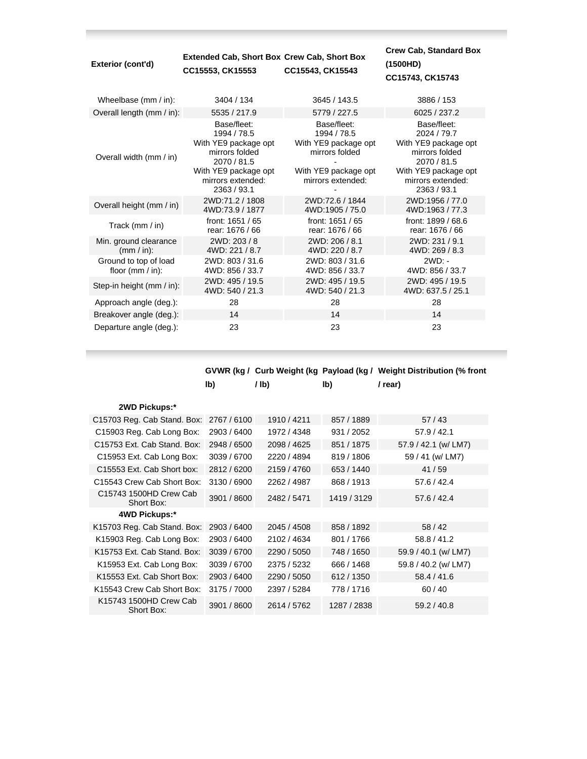| Exterior (cont'd) | Extended Cab, Short Box CC15553, CK15553 | Crew Cab, Short Box CC15543, CK15543 | Crew Cab, Standard Box (1500HD) CC15743, CK15743 |
|---|---|---|---|
| Wheelbase (mm / in): | 3404 / 134 | 3645 / 143.5 | 3886 / 153 |
| Overall length (mm / in): | 5535 / 217.9 | 5779 / 227.5 | 6025 / 237.2 |
| Overall width (mm / in) | Base/fleet: 1994 / 78.5 With YE9 package opt mirrors folded 2070 / 81.5 With YE9 package opt mirrors extended: 2363 / 93.1 | Base/fleet: 1994 / 78.5 With YE9 package opt mirrors folded - With YE9 package opt mirrors extended: - | Base/fleet: 2024 / 79.7 With YE9 package opt mirrors folded 2070 / 81.5 With YE9 package opt mirrors extended: 2363 / 93.1 |
| Overall height (mm / in) | 2WD:71.2 / 1808 4WD:73.9 / 1877 | 2WD:72.6 / 1844 4WD:1905 / 75.0 | 2WD:1956 / 77.0 4WD:1963 / 77.3 |
| Track (mm / in) | front: 1651 / 65 rear: 1676 / 66 | front: 1651 / 65 rear: 1676 / 66 | front: 1899 / 68.6 rear: 1676 / 66 |
| Min. ground clearance (mm / in): | 2WD: 203 / 8 4WD: 221 / 8.7 | 2WD: 206 / 8.1 4WD: 220 / 8.7 | 2WD: 231 / 9.1 4WD: 269 / 8.3 |
| Ground to top of load floor (mm / in): | 2WD: 803 / 31.6 4WD: 856 / 33.7 | 2WD: 803 / 31.6 4WD: 856 / 33.7 | 2WD: - 4WD: 856 / 33.7 |
| Step-in height (mm / in): | 2WD: 495 / 19.5 4WD: 540 / 21.3 | 2WD: 495 / 19.5 4WD: 540 / 21.3 | 2WD: 495 / 19.5 4WD: 637.5 / 25.1 |
| Approach angle (deg.): | 28 | 28 | 28 |
| Breakover angle (deg.): | 14 | 14 | 14 |
| Departure angle (deg.): | 23 | 23 | 23 |

| | GVWR (kg / lb) | Curb Weight (kg / lb) | Payload (kg / lb) | Weight Distribution (% front / rear) |
|---|---|---|---|---|
| **2WD Pickups:*** | | | | |
| C15703 Reg. Cab Stand. Box: | 2767 / 6100 | 1910 / 4211 | 857 / 1889 | 57 / 43 |
| C15903 Reg. Cab Long Box: | 2903 / 6400 | 1972 / 4348 | 931 / 2052 | 57.9 / 42.1 |
| C15753 Ext. Cab Stand. Box: | 2948 / 6500 | 2098 / 4625 | 851 / 1875 | 57.9 / 42.1 (w/ LM7) |
| C15953 Ext. Cab Long Box: | 3039 / 6700 | 2220 / 4894 | 819 / 1806 | 59 / 41 (w/ LM7) |
| C15553 Ext. Cab Short box: | 2812 / 6200 | 2159 / 4760 | 653 / 1440 | 41 / 59 |
| C15543 Crew Cab Short Box: | 3130 / 6900 | 2262 / 4987 | 868 / 1913 | 57.6 / 42.4 |
| C15743 1500HD Crew Cab Short Box: | 3901 / 8600 | 2482 / 5471 | 1419 / 3129 | 57.6 / 42.4 |
| **4WD Pickups:*** | | | | |
| K15703 Reg. Cab Stand. Box: | 2903 / 6400 | 2045 / 4508 | 858 / 1892 | 58 / 42 |
| K15903 Reg. Cab Long Box: | 2903 / 6400 | 2102 / 4634 | 801 / 1766 | 58.8 / 41.2 |
| K15753 Ext. Cab Stand. Box: | 3039 / 6700 | 2290 / 5050 | 748 / 1650 | 59.9 / 40.1 (w/ LM7) |
| K15953 Ext. Cab Long Box: | 3039 / 6700 | 2375 / 5232 | 666 / 1468 | 59.8 / 40.2 (w/ LM7) |
| K15553 Ext. Cab Short Box: | 2903 / 6400 | 2290 / 5050 | 612 / 1350 | 58.4 / 41.6 |
| K15543 Crew Cab Short Box: | 3175 / 7000 | 2397 / 5284 | 778 / 1716 | 60 / 40 |
| K15743 1500HD Crew Cab Short Box: | 3901 / 8600 | 2614 / 5762 | 1287 / 2838 | 59.2 / 40.8 |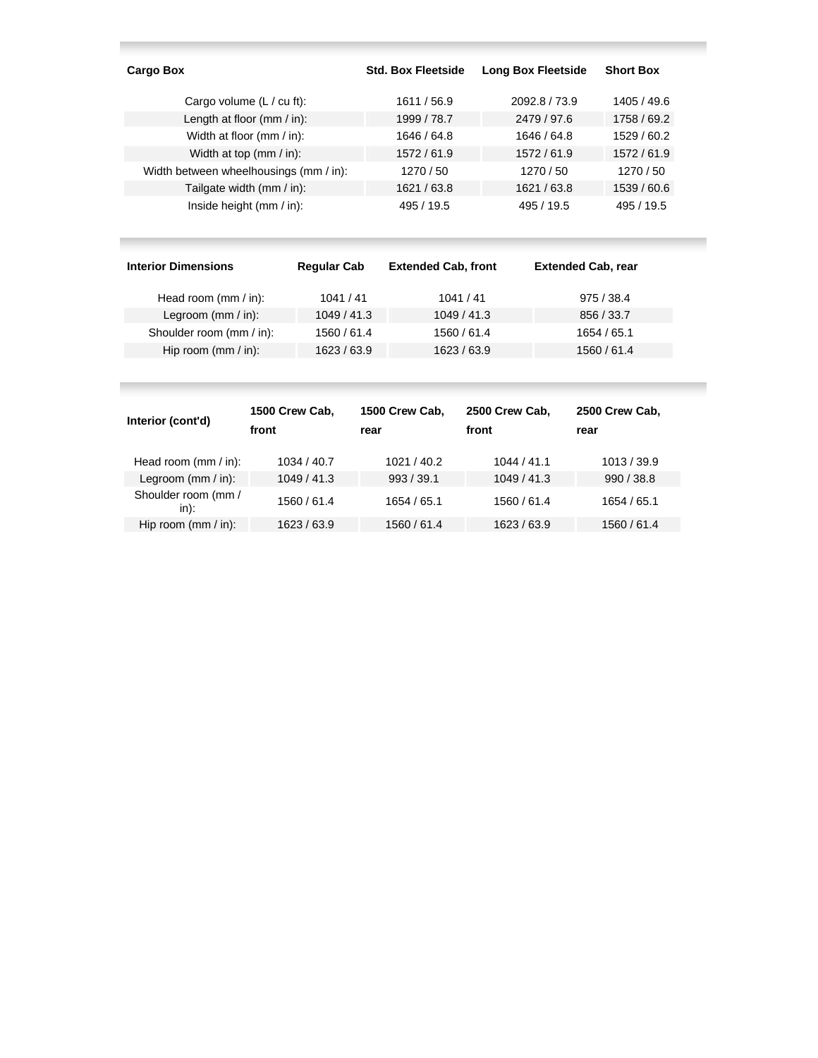| Cargo Box | Std. Box Fleetside | Long Box Fleetside | Short Box |
|---|---|---|---|
| Cargo volume (L / cu ft): | 1611 / 56.9 | 2092.8 / 73.9 | 1405 / 49.6 |
| Length at floor (mm / in): | 1999 / 78.7 | 2479 / 97.6 | 1758 / 69.2 |
| Width at floor (mm / in): | 1646 / 64.8 | 1646 / 64.8 | 1529 / 60.2 |
| Width at top (mm / in): | 1572 / 61.9 | 1572 / 61.9 | 1572 / 61.9 |
| Width between wheelhousings (mm / in): | 1270 / 50 | 1270 / 50 | 1270 / 50 |
| Tailgate width (mm / in): | 1621 / 63.8 | 1621 / 63.8 | 1539 / 60.6 |
| Inside height (mm / in): | 495 / 19.5 | 495 / 19.5 | 495 / 19.5 |

| Interior Dimensions | Regular Cab | Extended Cab, front | Extended Cab, rear |
|---|---|---|---|
| Head room (mm / in): | 1041 / 41 | 1041 / 41 | 975 / 38.4 |
| Legroom (mm / in): | 1049 / 41.3 | 1049 / 41.3 | 856 / 33.7 |
| Shoulder room (mm / in): | 1560 / 61.4 | 1560 / 61.4 | 1654 / 65.1 |
| Hip room (mm / in): | 1623 / 63.9 | 1623 / 63.9 | 1560 / 61.4 |

| Interior (cont'd) | 1500 Crew Cab, front | 1500 Crew Cab, rear | 2500 Crew Cab, front | 2500 Crew Cab, rear |
|---|---|---|---|---|
| Head room (mm / in): | 1034 / 40.7 | 1021 / 40.2 | 1044 / 41.1 | 1013 / 39.9 |
| Legroom (mm / in): | 1049 / 41.3 | 993 / 39.1 | 1049 / 41.3 | 990 / 38.8 |
| Shoulder room (mm / in): | 1560 / 61.4 | 1654 / 65.1 | 1560 / 61.4 | 1654 / 65.1 |
| Hip room (mm / in): | 1623 / 63.9 | 1560 / 61.4 | 1623 / 63.9 | 1560 / 61.4 |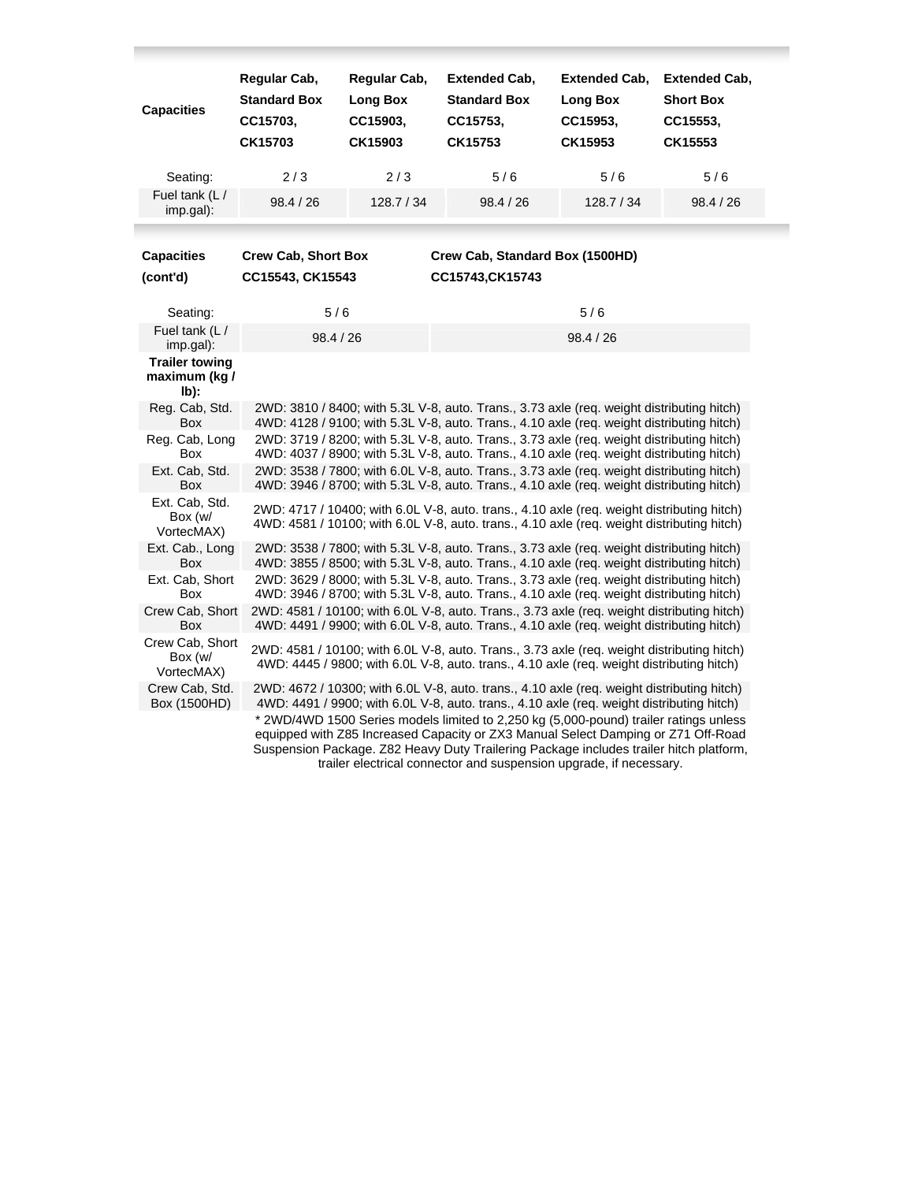| Capacities | Regular Cab, Standard Box CC15703, CK15703 | Regular Cab, Long Box CC15903, CK15903 | Extended Cab, Standard Box CC15753, CK15753 | Extended Cab, Long Box CC15953, CK15953 | Extended Cab, Short Box CC15553, CK15553 |
|---|---|---|---|---|---|
| Seating: | 2 / 3 | 2 / 3 | 5 / 6 | 5 / 6 | 5 / 6 |
| Fuel tank (L / imp.gal): | 98.4 / 26 | 128.7 / 34 | 98.4 / 26 | 128.7 / 34 | 98.4 / 26 |

| Capacities (cont'd) | Crew Cab, Short Box CC15543, CK15543 | Crew Cab, Standard Box (1500HD) CC15743,CK15743 |
|---|---|---|
| Seating: | 5 / 6 | 5 / 6 |
| Fuel tank (L / imp.gal): | 98.4 / 26 | 98.4 / 26 |

| **Trailer towing maximum (kg / lb):** | |
|---|---|
| Reg. Cab, Std. Box | 2WD: 3810 / 8400; with 5.3L V-8, auto. Trans., 3.73 axle (req. weight distributing hitch)<br>4WD: 4128 / 9100; with 5.3L V-8, auto. Trans., 4.10 axle (req. weight distributing hitch) |
| Reg. Cab, Long Box | 2WD: 3719 / 8200; with 5.3L V-8, auto. Trans., 3.73 axle (req. weight distributing hitch)<br>4WD: 4037 / 8900; with 5.3L V-8, auto. Trans., 4.10 axle (req. weight distributing hitch) |
| Ext. Cab, Std. Box | 2WD: 3538 / 7800; with 6.0L V-8, auto. Trans., 3.73 axle (req. weight distributing hitch)<br>4WD: 3946 / 8700; with 5.3L V-8, auto. Trans., 4.10 axle (req. weight distributing hitch) |
| Ext. Cab, Std. Box (w/ VortecMAX) | 2WD: 4717 / 10400; with 6.0L V-8, auto. trans., 4.10 axle (req. weight distributing hitch)<br>4WD: 4581 / 10100; with 6.0L V-8, auto. trans., 4.10 axle (req. weight distributing hitch) |
| Ext. Cab., Long Box | 2WD: 3538 / 7800; with 5.3L V-8, auto. Trans., 3.73 axle (req. weight distributing hitch)<br>4WD: 3855 / 8500; with 5.3L V-8, auto. Trans., 4.10 axle (req. weight distributing hitch) |
| Ext. Cab, Short Box | 2WD: 3629 / 8000; with 5.3L V-8, auto. Trans., 3.73 axle (req. weight distributing hitch)<br>4WD: 3946 / 8700; with 5.3L V-8, auto. Trans., 4.10 axle (req. weight distributing hitch) |
| Crew Cab, Short Box | 2WD: 4581 / 10100; with 6.0L V-8, auto. Trans., 3.73 axle (req. weight distributing hitch)<br>4WD: 4491 / 9900; with 6.0L V-8, auto. Trans., 4.10 axle (req. weight distributing hitch) |
| Crew Cab, Short Box (w/ VortecMAX) | 2WD: 4581 / 10100; with 6.0L V-8, auto. Trans., 3.73 axle (req. weight distributing hitch)<br>4WD: 4445 / 9800; with 6.0L V-8, auto. trans., 4.10 axle (req. weight distributing hitch) |
| Crew Cab, Std. Box (1500HD) | 2WD: 4672 / 10300; with 6.0L V-8, auto. trans., 4.10 axle (req. weight distributing hitch)<br>4WD: 4491 / 9900; with 6.0L V-8, auto. trans., 4.10 axle (req. weight distributing hitch) |
| | * 2WD/4WD 1500 Series models limited to 2,250 kg (5,000-pound) trailer ratings unless equipped with Z85 Increased Capacity or ZX3 Manual Select Damping or Z71 Off-Road Suspension Package. Z82 Heavy Duty Trailering Package includes trailer hitch platform, trailer electrical connector and suspension upgrade, if necessary. |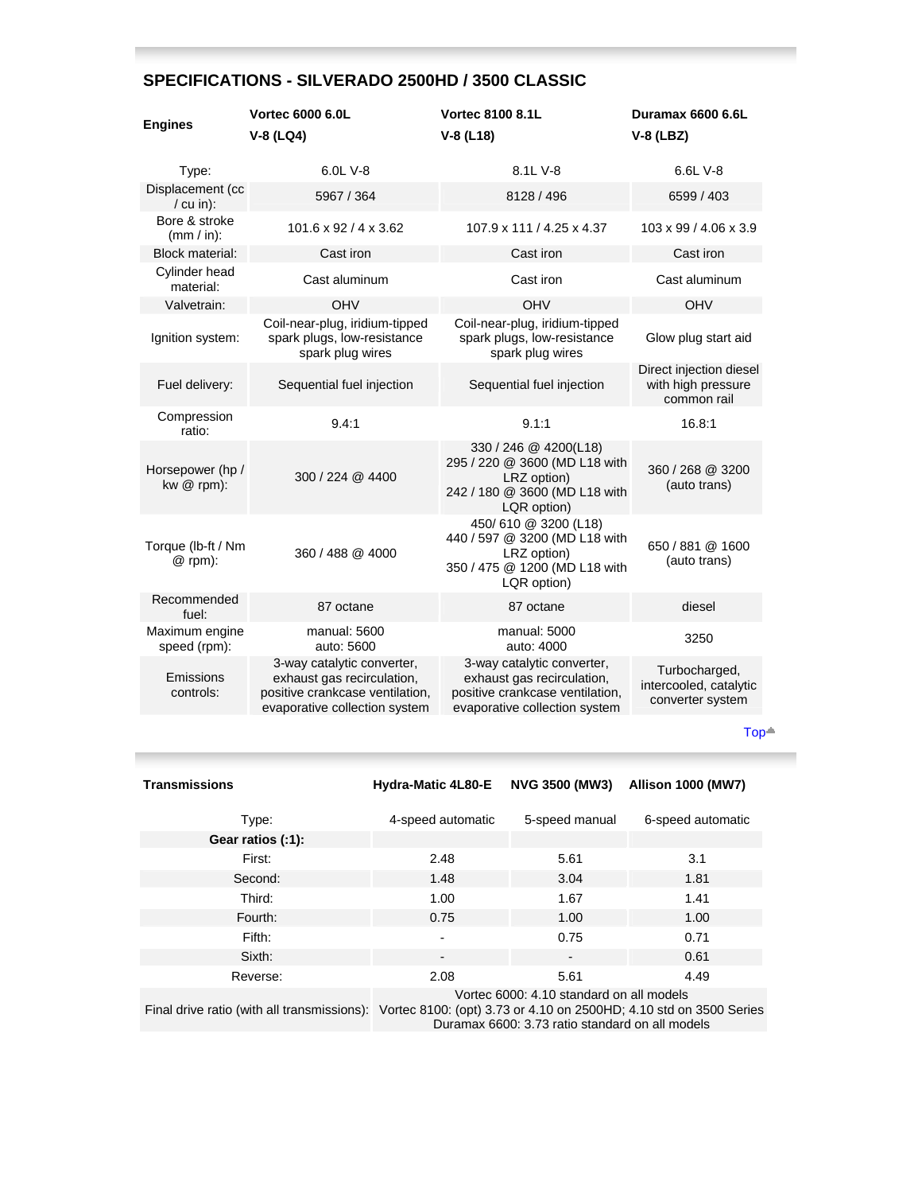## SPECIFICATIONS - SILVERADO 2500HD / 3500 CLASSIC

| Engines | Vortec 6000 6.0L V-8 (LQ4) | Vortec 8100 8.1L V-8 (L18) | Duramax 6600 6.6L V-8 (LBZ) |
|---|---|---|---|
| Type: | 6.0L V-8 | 8.1L V-8 | 6.6L V-8 |
| Displacement (cc / cu in): | 5967 / 364 | 8128 / 496 | 6599 / 403 |
| Bore & stroke (mm / in): | 101.6 x 92 / 4 x 3.62 | 107.9 x 111 / 4.25 x 4.37 | 103 x 99 / 4.06 x 3.9 |
| Block material: | Cast iron | Cast iron | Cast iron |
| Cylinder head material: | Cast aluminum | Cast iron | Cast aluminum |
| Valvetrain: | OHV | OHV | OHV |
| Ignition system: | Coil-near-plug, iridium-tipped spark plugs, low-resistance spark plug wires | Coil-near-plug, iridium-tipped spark plugs, low-resistance spark plug wires | Glow plug start aid |
| Fuel delivery: | Sequential fuel injection | Sequential fuel injection | Direct injection diesel with high pressure common rail |
| Compression ratio: | 9.4:1 | 9.1:1 | 16.8:1 |
| Horsepower (hp / kw @ rpm): | 300 / 224 @ 4400 | 330 / 246 @ 4200(L18)<br>295 / 220 @ 3600 (MD L18 with LRZ option)<br>242 / 180 @ 3600 (MD L18 with LQR option) | 360 / 268 @ 3200 (auto trans) |
| Torque (lb-ft / Nm @ rpm): | 360 / 488 @ 4000 | 450/ 610 @ 3200 (L18)<br>440 / 597 @ 3200 (MD L18 with LRZ option)<br>350 / 475 @ 1200 (MD L18 with LQR option) | 650 / 881 @ 1600 (auto trans) |
| Recommended fuel: | 87 octane | 87 octane | diesel |
| Maximum engine speed (rpm): | manual: 5600<br>auto: 5600 | manual: 5000<br>auto: 4000 | 3250 |
| Emissions controls: | 3-way catalytic converter, exhaust gas recirculation, positive crankcase ventilation, evaporative collection system | 3-way catalytic converter, exhaust gas recirculation, positive crankcase ventilation, evaporative collection system | Turbocharged, intercooled, catalytic converter system |

Top

| Transmissions | Hydra-Matic 4L80-E | NVG 3500 (MW3) | Allison 1000 (MW7) |
|---|---|---|---|
| Type: | 4-speed automatic | 5-speed manual | 6-speed automatic |
| **Gear ratios (:1):** | | | |
| First: | 2.48 | 5.61 | 3.1 |
| Second: | 1.48 | 3.04 | 1.81 |
| Third: | 1.00 | 1.67 | 1.41 |
| Fourth: | 0.75 | 1.00 | 1.00 |
| Fifth: | - | 0.75 | 0.71 |
| Sixth: | - | - | 0.61 |
| Reverse: | 2.08 | 5.61 | 4.49 |
| Final drive ratio (with all transmissions): | Vortec 6000: 4.10 standard on all models<br>Vortec 8100: (opt) 3.73 or 4.10 on 2500HD; 4.10 std on 3500 Series<br>Duramax 6600: 3.73 ratio standard on all models | | |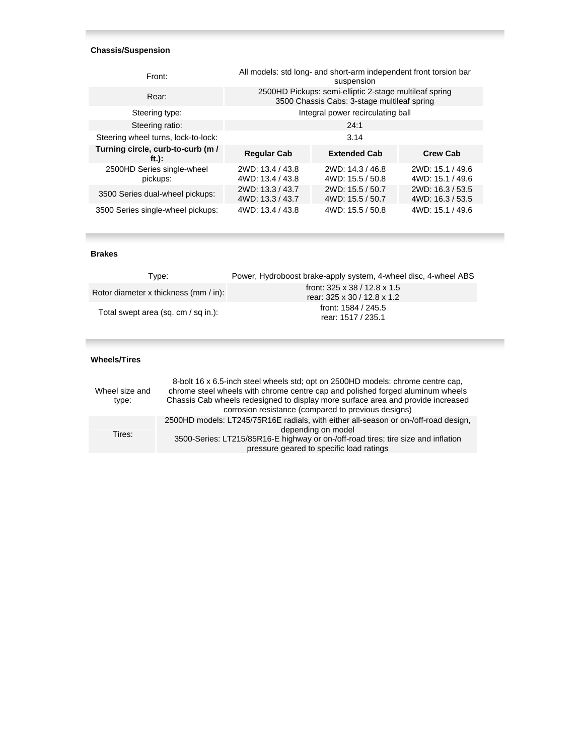### Chassis/Suspension

| | | | |
|---|---|---|---|
| Front: | All models: std long- and short-arm independent front torsion bar suspension | | |
| Rear: | 2500HD Pickups: semi-elliptic 2-stage multileaf spring<br>3500 Chassis Cabs: 3-stage multileaf spring | | |
| Steering type: | Integral power recirculating ball | | |
| Steering ratio: | 24:1 | | |
| Steering wheel turns, lock-to-lock: | 3.14 | | |
| **Turning circle, curb-to-curb (m / ft.):** | **Regular Cab** | **Extended Cab** | **Crew Cab** |
| 2500HD Series single-wheel pickups: | 2WD: 13.4 / 43.8<br>4WD: 13.4 / 43.8 | 2WD: 14.3 / 46.8<br>4WD: 15.5 / 50.8 | 2WD: 15.1 / 49.6<br>4WD: 15.1 / 49.6 |
| 3500 Series dual-wheel pickups: | 2WD: 13.3 / 43.7<br>4WD: 13.3 / 43.7 | 2WD: 15.5 / 50.7<br>4WD: 15.5 / 50.7 | 2WD: 16.3 / 53.5<br>4WD: 16.3 / 53.5 |
| 3500 Series single-wheel pickups: | 4WD: 13.4 / 43.8 | 4WD: 15.5 / 50.8 | 4WD: 15.1 / 49.6 |

### Brakes

| | |
|---|---|
| Type: | Power, Hydroboost brake-apply system, 4-wheel disc, 4-wheel ABS |
| Rotor diameter x thickness (mm / in): | front: 325 x 38 / 12.8 x 1.5<br>rear: 325 x 30 / 12.8 x 1.2 |
| Total swept area (sq. cm / sq in.): | front: 1584 / 245.5<br>rear: 1517 / 235.1 |

### Wheels/Tires

| | |
|---|---|
| Wheel size and type: | 8-bolt 16 x 6.5-inch steel wheels std; opt on 2500HD models: chrome centre cap, chrome steel wheels with chrome centre cap and polished forged aluminum wheels<br>Chassis Cab wheels redesigned to display more surface area and provide increased corrosion resistance (compared to previous designs) |
| Tires: | 2500HD models: LT245/75R16E radials, with either all-season or on-/off-road design, depending on model<br>3500-Series: LT215/85R16-E highway or on-/off-road tires; tire size and inflation pressure geared to specific load ratings |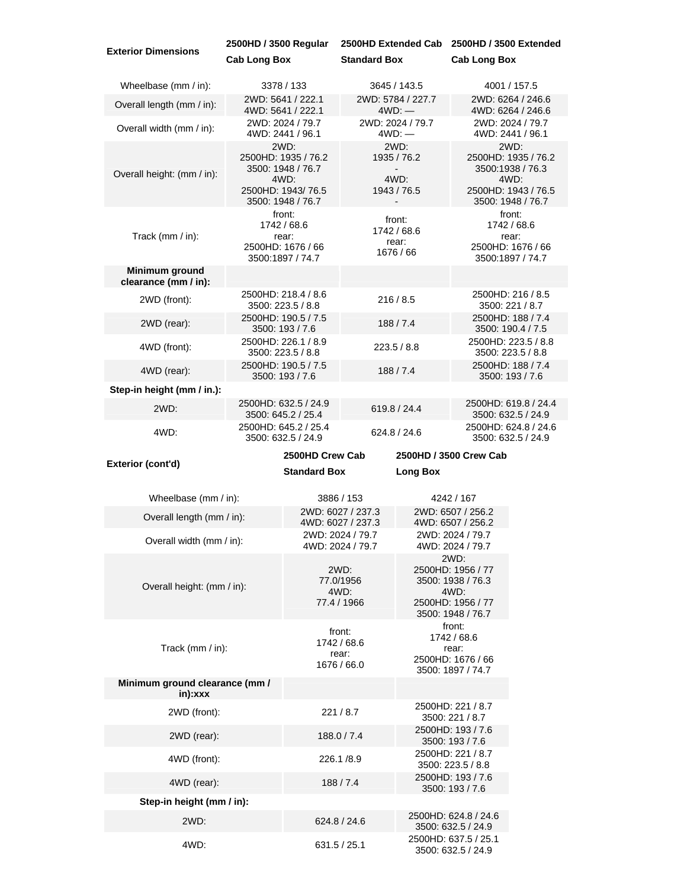| Exterior Dimensions | 2500HD / 3500 Regular Cab Long Box | 2500HD Extended Cab Standard Box | 2500HD / 3500 Extended Cab Long Box |
|---|---|---|---|
| Wheelbase (mm / in): | 3378 / 133 | 3645 / 143.5 | 4001 / 157.5 |
| Overall length (mm / in): | 2WD: 5641 / 222.1<br>4WD: 5641 / 222.1 | 2WD: 5784 / 227.7<br>4WD: — | 2WD: 6264 / 246.6<br>4WD: 6264 / 246.6 |
| Overall width (mm / in): | 2WD: 2024 / 79.7<br>4WD: 2441 / 96.1 | 2WD: 2024 / 79.7<br>4WD: — | 2WD: 2024 / 79.7<br>4WD: 2441 / 96.1 |
| Overall height: (mm / in): | 2WD:<br>2500HD: 1935 / 76.2<br>3500: 1948 / 76.7<br>4WD:<br>2500HD: 1943/ 76.5<br>3500: 1948 / 76.7 | 2WD:<br>1935 / 76.2<br>-<br>4WD:<br>1943 / 76.5<br>- | 2WD:<br>2500HD: 1935 / 76.2<br>3500:1938 / 76.3<br>4WD:<br>2500HD: 1943 / 76.5<br>3500: 1948 / 76.7 |
| Track (mm / in): | front:<br>1742 / 68.6<br>rear:<br>2500HD: 1676 / 66<br>3500:1897 / 74.7 | front:<br>1742 / 68.6<br>rear:<br>1676 / 66 | front:<br>1742 / 68.6<br>rear:<br>2500HD: 1676 / 66<br>3500:1897 / 74.7 |
| **Minimum ground clearance (mm / in):** | | | |
| 2WD (front): | 2500HD: 218.4 / 8.6<br>3500: 223.5 / 8.8 | 216 / 8.5 | 2500HD: 216 / 8.5<br>3500: 221 / 8.7 |
| 2WD (rear): | 2500HD: 190.5 / 7.5<br>3500: 193 / 7.6 | 188 / 7.4 | 2500HD: 188 / 7.4<br>3500: 190.4 / 7.5 |
| 4WD (front): | 2500HD: 226.1 / 8.9<br>3500: 223.5 / 8.8 | 223.5 / 8.8 | 2500HD: 223.5 / 8.8<br>3500: 223.5 / 8.8 |
| 4WD (rear): | 2500HD: 190.5 / 7.5<br>3500: 193 / 7.6 | 188 / 7.4 | 2500HD: 188 / 7.4<br>3500: 193 / 7.6 |
| **Step-in height (mm / in.):** | | | |
| 2WD: | 2500HD: 632.5 / 24.9<br>3500: 645.2 / 25.4 | 619.8 / 24.4 | 2500HD: 619.8 / 24.4<br>3500: 632.5 / 24.9 |
| 4WD: | 2500HD: 645.2 / 25.4<br>3500: 632.5 / 24.9 | 624.8 / 24.6 | 2500HD: 624.8 / 24.6<br>3500: 632.5 / 24.9 |

| Exterior (cont'd) | 2500HD Crew Cab Standard Box | 2500HD / 3500 Crew Cab Long Box |
|---|---|---|
| Wheelbase (mm / in): | 3886 / 153 | 4242 / 167 |
| Overall length (mm / in): | 2WD: 6027 / 237.3<br>4WD: 6027 / 237.3 | 2WD: 6507 / 256.2<br>4WD: 6507 / 256.2 |
| Overall width (mm / in): | 2WD: 2024 / 79.7<br>4WD: 2024 / 79.7 | 2WD: 2024 / 79.7<br>4WD: 2024 / 79.7 |
| Overall height: (mm / in): | 2WD:<br>77.0/1956<br>4WD:<br>77.4 / 1966 | 2WD:<br>2500HD: 1956 / 77<br>3500: 1938 / 76.3<br>4WD:<br>2500HD: 1956 / 77<br>3500: 1948 / 76.7 |
| Track (mm / in): | front:<br>1742 / 68.6<br>rear:<br>1676 / 66.0 | front:<br>1742 / 68.6<br>rear:<br>2500HD: 1676 / 66<br>3500: 1897 / 74.7 |
| **Minimum ground clearance (mm / in):xxx** | | |
| 2WD (front): | 221 / 8.7 | 2500HD: 221 / 8.7<br>3500: 221 / 8.7 |
| 2WD (rear): | 188.0 / 7.4 | 2500HD: 193 / 7.6<br>3500: 193 / 7.6 |
| 4WD (front): | 226.1 /8.9 | 2500HD: 221 / 8.7<br>3500: 223.5 / 8.8 |
| 4WD (rear): | 188 / 7.4 | 2500HD: 193 / 7.6<br>3500: 193 / 7.6 |
| **Step-in height (mm / in):** | | |
| 2WD: | 624.8 / 24.6 | 2500HD: 624.8 / 24.6<br>3500: 632.5 / 24.9 |
| 4WD: | 631.5 / 25.1 | 2500HD: 637.5 / 25.1<br>3500: 632.5 / 24.9 |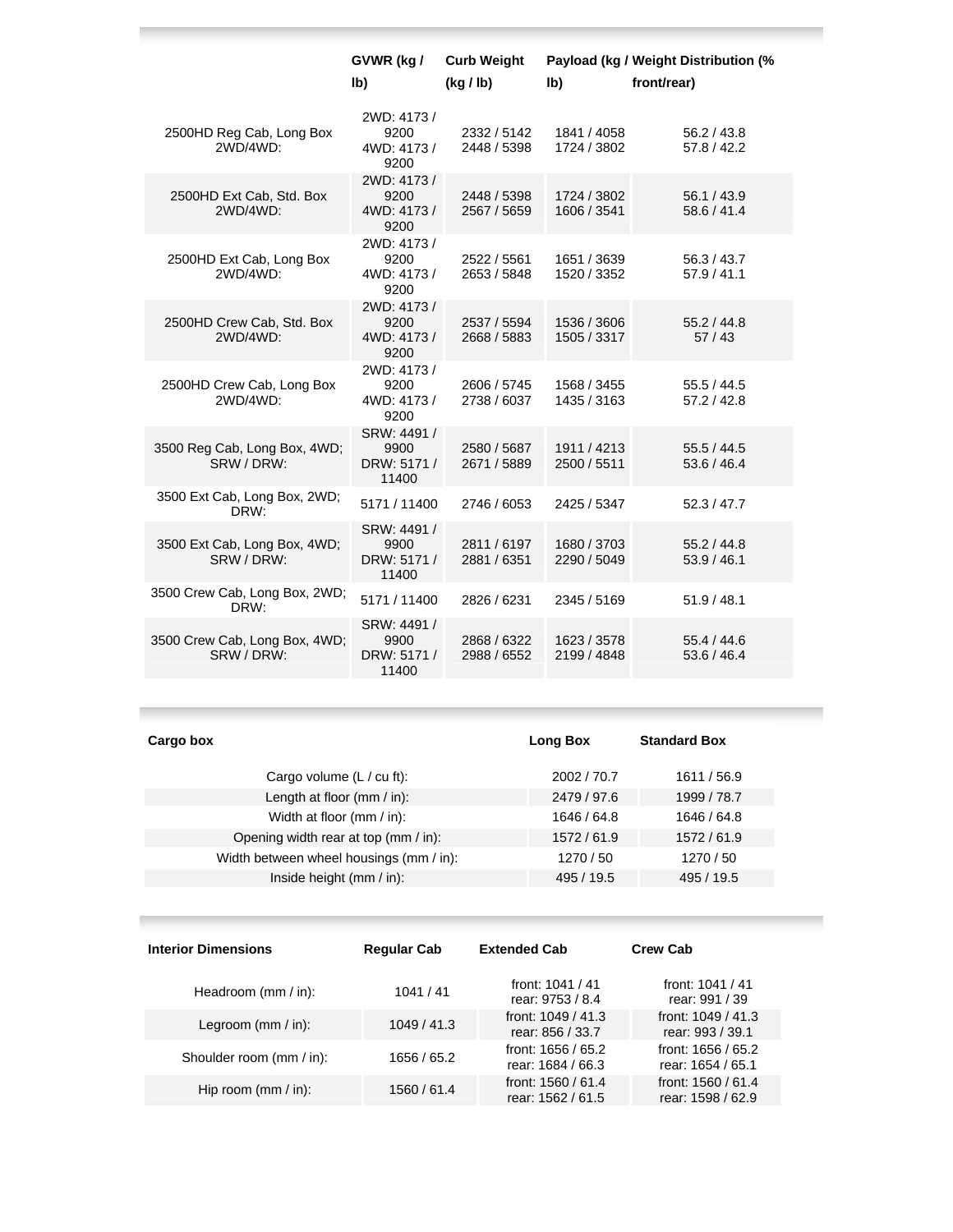| | GVWR (kg / lb) | Curb Weight (kg / lb) | Payload (kg / lb) | Weight Distribution (% front/rear) |
|---|---|---|---|---|
| 2500HD Reg Cab, Long Box 2WD/4WD: | 2WD: 4173 / 9200 4WD: 4173 / 9200 | 2332 / 5142 2448 / 5398 | 1841 / 4058 1724 / 3802 | 56.2 / 43.8 57.8 / 42.2 |
| 2500HD Ext Cab, Std. Box 2WD/4WD: | 2WD: 4173 / 9200 4WD: 4173 / 9200 | 2448 / 5398 2567 / 5659 | 1724 / 3802 1606 / 3541 | 56.1 / 43.9 58.6 / 41.4 |
| 2500HD Ext Cab, Long Box 2WD/4WD: | 2WD: 4173 / 9200 4WD: 4173 / 9200 | 2522 / 5561 2653 / 5848 | 1651 / 3639 1520 / 3352 | 56.3 / 43.7 57.9 / 41.1 |
| 2500HD Crew Cab, Std. Box 2WD/4WD: | 2WD: 4173 / 9200 4WD: 4173 / 9200 | 2537 / 5594 2668 / 5883 | 1536 / 3606 1505 / 3317 | 55.2 / 44.8 57 / 43 |
| 2500HD Crew Cab, Long Box 2WD/4WD: | 2WD: 4173 / 9200 4WD: 4173 / 9200 | 2606 / 5745 2738 / 6037 | 1568 / 3455 1435 / 3163 | 55.5 / 44.5 57.2 / 42.8 |
| 3500 Reg Cab, Long Box, 4WD; SRW / DRW: | SRW: 4491 / 9900 DRW: 5171 / 11400 | 2580 / 5687 2671 / 5889 | 1911 / 4213 2500 / 5511 | 55.5 / 44.5 53.6 / 46.4 |
| 3500 Ext Cab, Long Box, 2WD; DRW: | 5171 / 11400 | 2746 / 6053 | 2425 / 5347 | 52.3 / 47.7 |
| 3500 Ext Cab, Long Box, 4WD; SRW / DRW: | SRW: 4491 / 9900 DRW: 5171 / 11400 | 2811 / 6197 2881 / 6351 | 1680 / 3703 2290 / 5049 | 55.2 / 44.8 53.9 / 46.1 |
| 3500 Crew Cab, Long Box, 2WD; DRW: | 5171 / 11400 | 2826 / 6231 | 2345 / 5169 | 51.9 / 48.1 |
| 3500 Crew Cab, Long Box, 4WD; SRW / DRW: | SRW: 4491 / 9900 DRW: 5171 / 11400 | 2868 / 6322 2988 / 6552 | 1623 / 3578 2199 / 4848 | 55.4 / 44.6 53.6 / 46.4 |

| Cargo box | Long Box | Standard Box |
|---|---|---|
| Cargo volume (L / cu ft): | 2002 / 70.7 | 1611 / 56.9 |
| Length at floor (mm / in): | 2479 / 97.6 | 1999 / 78.7 |
| Width at floor (mm / in): | 1646 / 64.8 | 1646 / 64.8 |
| Opening width rear at top (mm / in): | 1572 / 61.9 | 1572 / 61.9 |
| Width between wheel housings (mm / in): | 1270 / 50 | 1270 / 50 |
| Inside height (mm / in): | 495 / 19.5 | 495 / 19.5 |

| Interior Dimensions | Regular Cab | Extended Cab | Crew Cab |
|---|---|---|---|
| Headroom (mm / in): | 1041 / 41 | front: 1041 / 41 rear: 9753 / 8.4 | front: 1041 / 41 rear: 991 / 39 |
| Legroom (mm / in): | 1049 / 41.3 | front: 1049 / 41.3 rear: 856 / 33.7 | front: 1049 / 41.3 rear: 993 / 39.1 |
| Shoulder room (mm / in): | 1656 / 65.2 | front: 1656 / 65.2 rear: 1684 / 66.3 | front: 1656 / 65.2 rear: 1654 / 65.1 |
| Hip room (mm / in): | 1560 / 61.4 | front: 1560 / 61.4 rear: 1562 / 61.5 | front: 1560 / 61.4 rear: 1598 / 62.9 |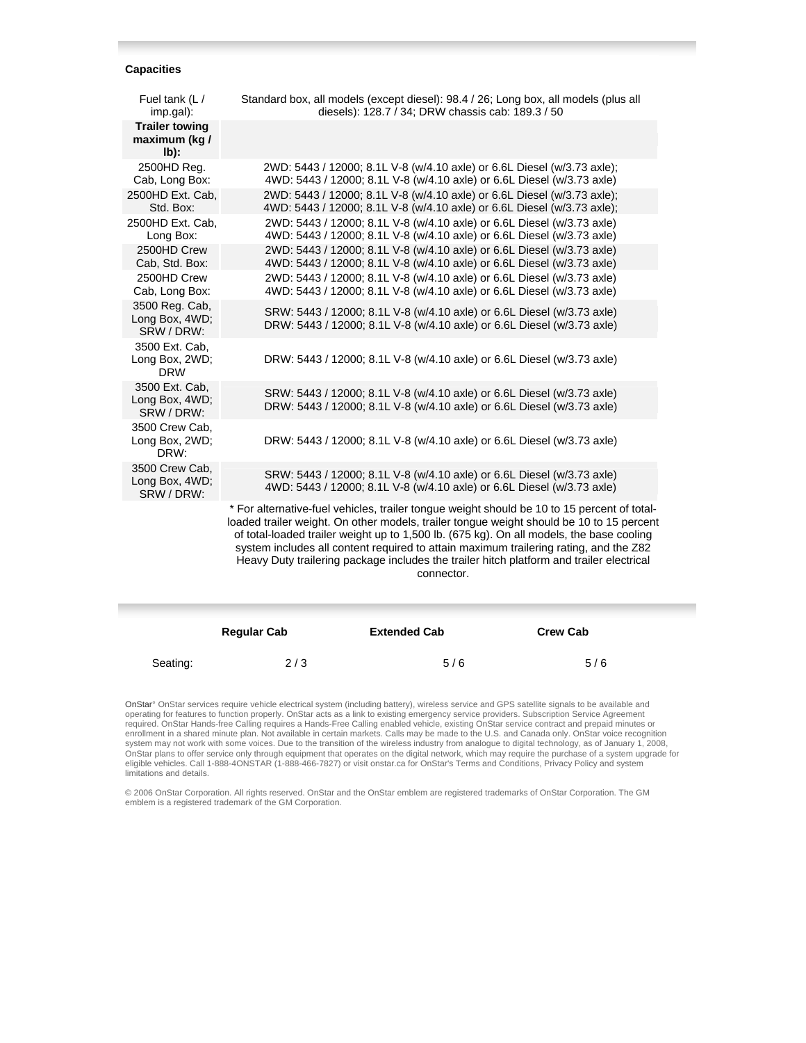**Capacities**

| | |
|---|---|
| Fuel tank (L / imp.gal): | Standard box, all models (except diesel): 98.4 / 26; Long box, all models (plus all diesels): 128.7 / 34; DRW chassis cab: 189.3 / 50 |
| **Trailer towing maximum (kg / lb):** | |
| 2500HD Reg. Cab, Long Box: | 2WD: 5443 / 12000; 8.1L V-8 (w/4.10 axle) or 6.6L Diesel (w/3.73 axle); 4WD: 5443 / 12000; 8.1L V-8 (w/4.10 axle) or 6.6L Diesel (w/3.73 axle) |
| 2500HD Ext. Cab, Std. Box: | 2WD: 5443 / 12000; 8.1L V-8 (w/4.10 axle) or 6.6L Diesel (w/3.73 axle); 4WD: 5443 / 12000; 8.1L V-8 (w/4.10 axle) or 6.6L Diesel (w/3.73 axle); |
| 2500HD Ext. Cab, Long Box: | 2WD: 5443 / 12000; 8.1L V-8 (w/4.10 axle) or 6.6L Diesel (w/3.73 axle) 4WD: 5443 / 12000; 8.1L V-8 (w/4.10 axle) or 6.6L Diesel (w/3.73 axle) |
| 2500HD Crew Cab, Std. Box: | 2WD: 5443 / 12000; 8.1L V-8 (w/4.10 axle) or 6.6L Diesel (w/3.73 axle) 4WD: 5443 / 12000; 8.1L V-8 (w/4.10 axle) or 6.6L Diesel (w/3.73 axle) |
| 2500HD Crew Cab, Long Box: | 2WD: 5443 / 12000; 8.1L V-8 (w/4.10 axle) or 6.6L Diesel (w/3.73 axle) 4WD: 5443 / 12000; 8.1L V-8 (w/4.10 axle) or 6.6L Diesel (w/3.73 axle) |
| 3500 Reg. Cab, Long Box, 4WD; SRW / DRW: | SRW: 5443 / 12000; 8.1L V-8 (w/4.10 axle) or 6.6L Diesel (w/3.73 axle) DRW: 5443 / 12000; 8.1L V-8 (w/4.10 axle) or 6.6L Diesel (w/3.73 axle) |
| 3500 Ext. Cab, Long Box, 2WD; DRW | DRW: 5443 / 12000; 8.1L V-8 (w/4.10 axle) or 6.6L Diesel (w/3.73 axle) |
| 3500 Ext. Cab, Long Box, 4WD; SRW / DRW: | SRW: 5443 / 12000; 8.1L V-8 (w/4.10 axle) or 6.6L Diesel (w/3.73 axle) DRW: 5443 / 12000; 8.1L V-8 (w/4.10 axle) or 6.6L Diesel (w/3.73 axle) |
| 3500 Crew Cab, Long Box, 2WD; DRW: | DRW: 5443 / 12000; 8.1L V-8 (w/4.10 axle) or 6.6L Diesel (w/3.73 axle) |
| 3500 Crew Cab, Long Box, 4WD; SRW / DRW: | SRW: 5443 / 12000; 8.1L V-8 (w/4.10 axle) or 6.6L Diesel (w/3.73 axle) 4WD: 5443 / 12000; 8.1L V-8 (w/4.10 axle) or 6.6L Diesel (w/3.73 axle) |
| | * For alternative-fuel vehicles, trailer tongue weight should be 10 to 15 percent of total-loaded trailer weight. On other models, trailer tongue weight should be 10 to 15 percent of total-loaded trailer weight up to 1,500 lb. (675 kg). On all models, the base cooling system includes all content required to attain maximum trailering rating, and the Z82 Heavy Duty trailering package includes the trailer hitch platform and trailer electrical connector. |

| | **Regular Cab** | **Extended Cab** | **Crew Cab** |
|---|---|---|---|
| Seating: | 2 / 3 | 5 / 6 | 5 / 6 |

OnStar° OnStar services require vehicle electrical system (including battery), wireless service and GPS satellite signals to be available and operating for features to function properly. OnStar acts as a link to existing emergency service providers. Subscription Service Agreement required. OnStar Hands-free Calling requires a Hands-Free Calling enabled vehicle, existing OnStar service contract and prepaid minutes or enrollment in a shared minute plan. Not available in certain markets. Calls may be made to the U.S. and Canada only. OnStar voice recognition system may not work with some voices. Due to the transition of the wireless industry from analogue to digital technology, as of January 1, 2008, OnStar plans to offer service only through equipment that operates on the digital network, which may require the purchase of a system upgrade for eligible vehicles. Call 1-888-4ONSTAR (1-888-466-7827) or visit onstar.ca for OnStar's Terms and Conditions, Privacy Policy and system limitations and details.

© 2006 OnStar Corporation. All rights reserved. OnStar and the OnStar emblem are registered trademarks of OnStar Corporation. The GM emblem is a registered trademark of the GM Corporation.